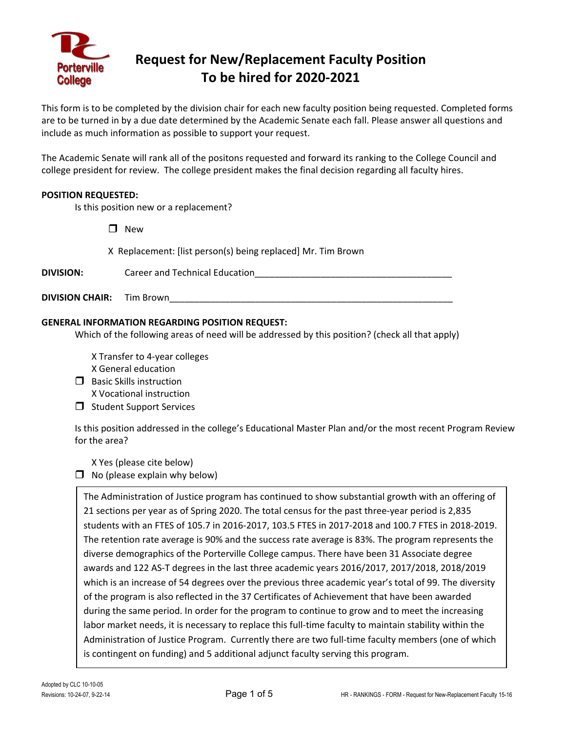# Request for New/Replacement Faculty Position
# To be hired for 2020-2021

This form is to be completed by the division chair for each new faculty position being requested. Completed forms are to be turned in by a due date determined by the Academic Senate each fall. Please answer all questions and include as much information as possible to support your request.

The Academic Senate will rank all of the positons requested and forward its ranking to the College Council and college president for review. The college president makes the final decision regarding all faculty hires.

**POSITION REQUESTED:**

Is this position new or a replacement?

- ☐ New
- X Replacement: [list person(s) being replaced] Mr. Tim Brown

**DIVISION:** Career and Technical Education________________________________________

**DIVISION CHAIR:** Tim Brown____________________________________________________________

**GENERAL INFORMATION REGARDING POSITION REQUEST:**

Which of the following areas of need will be addressed by this position? (check all that apply)

- X Transfer to 4-year colleges
- X General education
- ☐ Basic Skills instruction
- X Vocational instruction
- ☐ Student Support Services

Is this position addressed in the college's Educational Master Plan and/or the most recent Program Review for the area?

- X Yes (please cite below)
- ☐ No (please explain why below)

The Administration of Justice program has continued to show substantial growth with an offering of 21 sections per year as of Spring 2020. The total census for the past three-year period is 2,835 students with an FTES of 105.7 in 2016-2017, 103.5 FTES in 2017-2018 and 100.7 FTES in 2018-2019. The retention rate average is 90% and the success rate average is 83%. The program represents the diverse demographics of the Porterville College campus. There have been 31 Associate degree awards and 122 AS-T degrees in the last three academic years 2016/2017, 2017/2018, 2018/2019 which is an increase of 54 degrees over the previous three academic year's total of 99. The diversity of the program is also reflected in the 37 Certificates of Achievement that have been awarded during the same period. In order for the program to continue to grow and to meet the increasing labor market needs, it is necessary to replace this full-time faculty to maintain stability within the Administration of Justice Program. Currently there are two full-time faculty members (one of which is contingent on funding) and 5 additional adjunct faculty serving this program.

Adopted by CLC 10-10-05
Revisions: 10-24-07, 9-22-14
HR - RANKINGS - FORM - Request for New-Replacement Faculty 15-16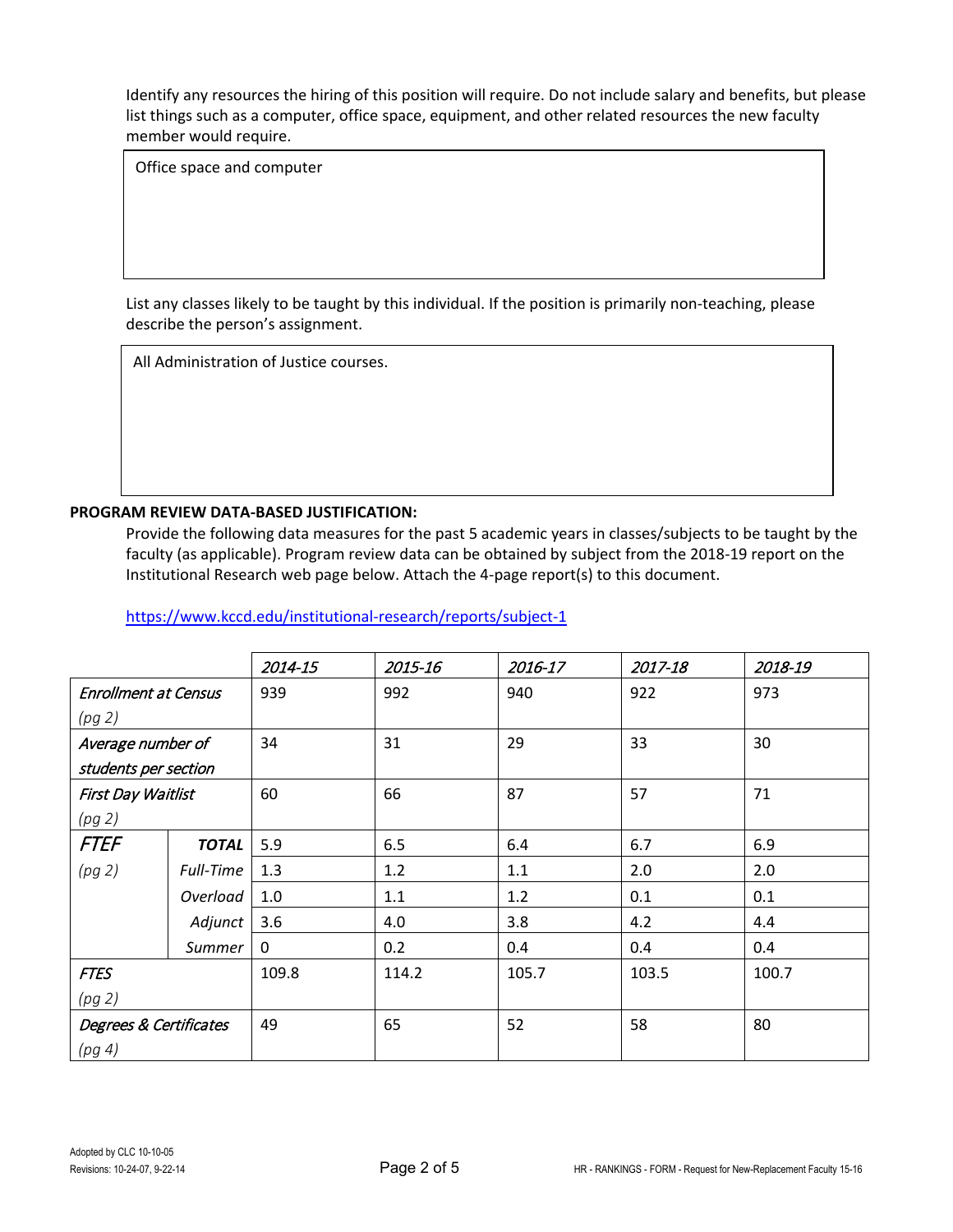Identify any resources the hiring of this position will require. Do not include salary and benefits, but please list things such as a computer, office space, equipment, and other related resources the new faculty member would require.

> Office space and computer

List any classes likely to be taught by this individual. If the position is primarily non-teaching, please describe the person's assignment.

> All Administration of Justice courses.

**PROGRAM REVIEW DATA-BASED JUSTIFICATION:**

Provide the following data measures for the past 5 academic years in classes/subjects to be taught by the faculty (as applicable). Program review data can be obtained by subject from the 2018-19 report on the Institutional Research web page below. Attach the 4-page report(s) to this document.

https://www.kccd.edu/institutional-research/reports/subject-1

| | | *2014-15* | *2015-16* | *2016-17* | *2017-18* | *2018-19* |
|---|---|---|---|---|---|---|
| *Enrollment at Census (pg 2)* | | 939 | 992 | 940 | 922 | 973 |
| *Average number of students per section* | | 34 | 31 | 29 | 33 | 30 |
| *First Day Waitlist (pg 2)* | | 60 | 66 | 87 | 57 | 71 |
| *FTEF (pg 2)* | ***TOTAL*** | 5.9 | 6.5 | 6.4 | 6.7 | 6.9 |
| | *Full-Time* | 1.3 | 1.2 | 1.1 | 2.0 | 2.0 |
| | *Overload* | 1.0 | 1.1 | 1.2 | 0.1 | 0.1 |
| | *Adjunct* | 3.6 | 4.0 | 3.8 | 4.2 | 4.4 |
| | *Summer* | 0 | 0.2 | 0.4 | 0.4 | 0.4 |
| *FTES (pg 2)* | | 109.8 | 114.2 | 105.7 | 103.5 | 100.7 |
| *Degrees & Certificates (pg 4)* | | 49 | 65 | 52 | 58 | 80 |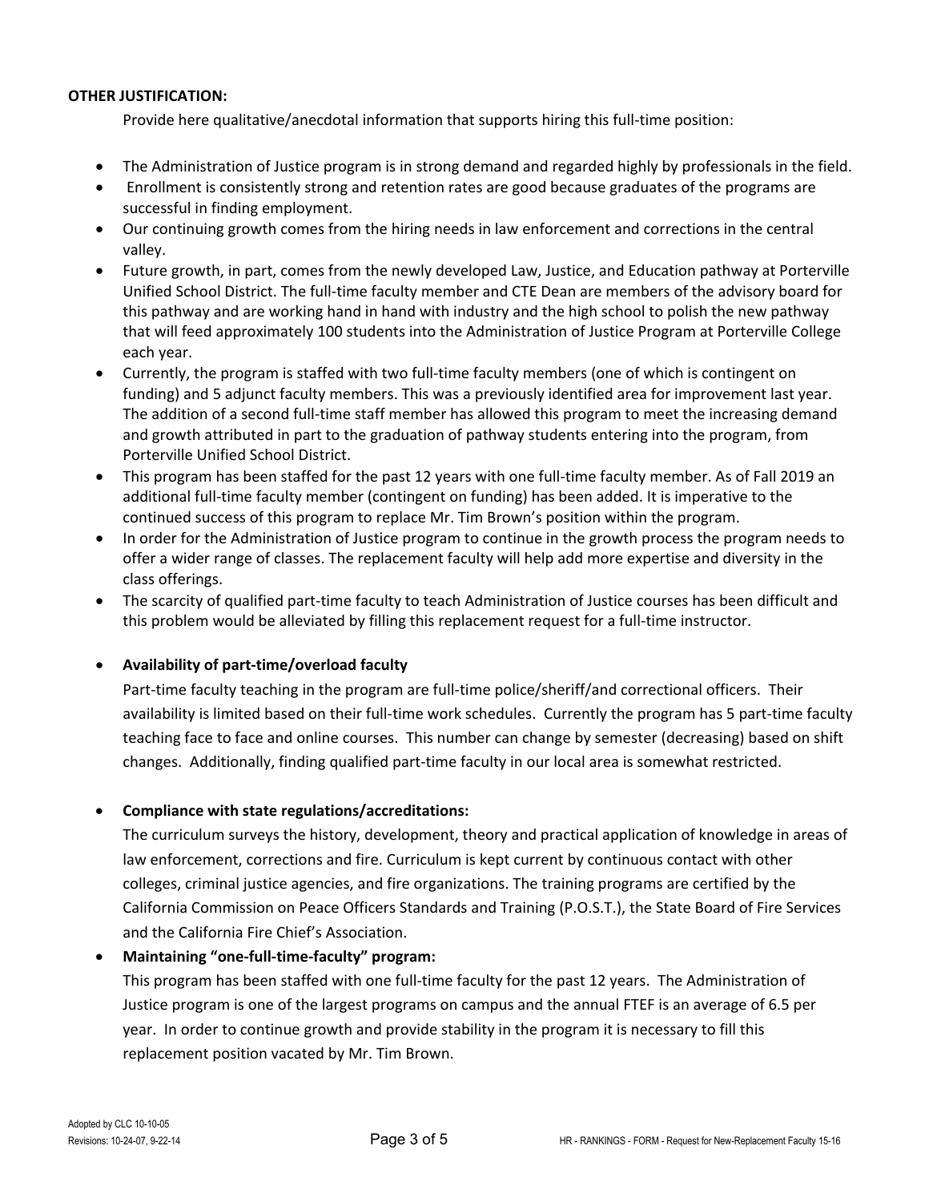**OTHER JUSTIFICATION:**

Provide here qualitative/anecdotal information that supports hiring this full-time position:

- The Administration of Justice program is in strong demand and regarded highly by professionals in the field.
- Enrollment is consistently strong and retention rates are good because graduates of the programs are successful in finding employment.
- Our continuing growth comes from the hiring needs in law enforcement and corrections in the central valley.
- Future growth, in part, comes from the newly developed Law, Justice, and Education pathway at Porterville Unified School District. The full-time faculty member and CTE Dean are members of the advisory board for this pathway and are working hand in hand with industry and the high school to polish the new pathway that will feed approximately 100 students into the Administration of Justice Program at Porterville College each year.
- Currently, the program is staffed with two full-time faculty members (one of which is contingent on funding) and 5 adjunct faculty members. This was a previously identified area for improvement last year. The addition of a second full-time staff member has allowed this program to meet the increasing demand and growth attributed in part to the graduation of pathway students entering into the program, from Porterville Unified School District.
- This program has been staffed for the past 12 years with one full-time faculty member. As of Fall 2019 an additional full-time faculty member (contingent on funding) has been added. It is imperative to the continued success of this program to replace Mr. Tim Brown's position within the program.
- In order for the Administration of Justice program to continue in the growth process the program needs to offer a wider range of classes. The replacement faculty will help add more expertise and diversity in the class offerings.
- The scarcity of qualified part-time faculty to teach Administration of Justice courses has been difficult and this problem would be alleviated by filling this replacement request for a full-time instructor.

- **Availability of part-time/overload faculty**

  Part-time faculty teaching in the program are full-time police/sheriff/and correctional officers. Their availability is limited based on their full-time work schedules. Currently the program has 5 part-time faculty teaching face to face and online courses. This number can change by semester (decreasing) based on shift changes. Additionally, finding qualified part-time faculty in our local area is somewhat restricted.

- **Compliance with state regulations/accreditations:**

  The curriculum surveys the history, development, theory and practical application of knowledge in areas of law enforcement, corrections and fire. Curriculum is kept current by continuous contact with other colleges, criminal justice agencies, and fire organizations. The training programs are certified by the California Commission on Peace Officers Standards and Training (P.O.S.T.), the State Board of Fire Services and the California Fire Chief's Association.

- **Maintaining "one-full-time-faculty" program:**

  This program has been staffed with one full-time faculty for the past 12 years. The Administration of Justice program is one of the largest programs on campus and the annual FTEF is an average of 6.5 per year. In order to continue growth and provide stability in the program it is necessary to fill this replacement position vacated by Mr. Tim Brown.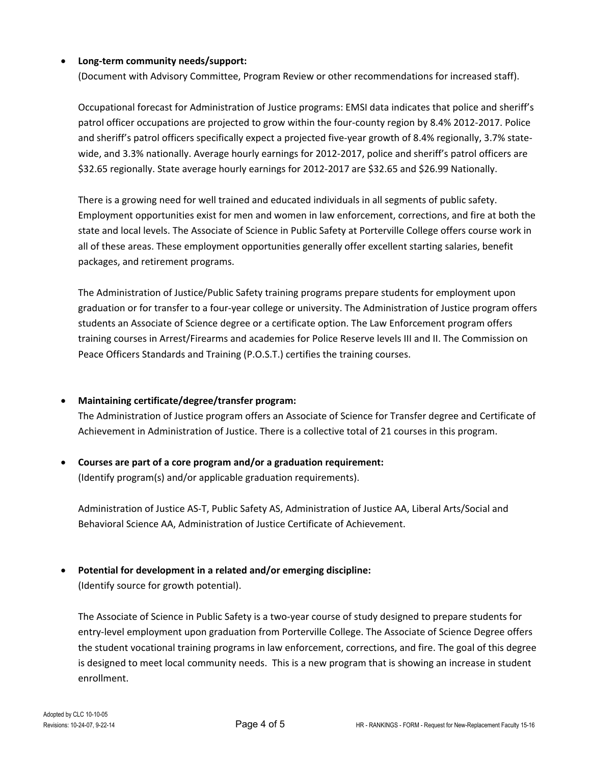- **Long-term community needs/support:**
  (Document with Advisory Committee, Program Review or other recommendations for increased staff).

  Occupational forecast for Administration of Justice programs: EMSI data indicates that police and sheriff's patrol officer occupations are projected to grow within the four-county region by 8.4% 2012-2017. Police and sheriff's patrol officers specifically expect a projected five-year growth of 8.4% regionally, 3.7% state-wide, and 3.3% nationally. Average hourly earnings for 2012-2017, police and sheriff's patrol officers are $32.65 regionally. State average hourly earnings for 2012-2017 are $32.65 and $26.99 Nationally.

  There is a growing need for well trained and educated individuals in all segments of public safety. Employment opportunities exist for men and women in law enforcement, corrections, and fire at both the state and local levels. The Associate of Science in Public Safety at Porterville College offers course work in all of these areas. These employment opportunities generally offer excellent starting salaries, benefit packages, and retirement programs.

  The Administration of Justice/Public Safety training programs prepare students for employment upon graduation or for transfer to a four-year college or university. The Administration of Justice program offers students an Associate of Science degree or a certificate option. The Law Enforcement program offers training courses in Arrest/Firearms and academies for Police Reserve levels III and II. The Commission on Peace Officers Standards and Training (P.O.S.T.) certifies the training courses.

- **Maintaining certificate/degree/transfer program:**
  The Administration of Justice program offers an Associate of Science for Transfer degree and Certificate of Achievement in Administration of Justice. There is a collective total of 21 courses in this program.

- **Courses are part of a core program and/or a graduation requirement:**
  (Identify program(s) and/or applicable graduation requirements).

  Administration of Justice AS-T, Public Safety AS, Administration of Justice AA, Liberal Arts/Social and Behavioral Science AA, Administration of Justice Certificate of Achievement.

- **Potential for development in a related and/or emerging discipline:**
  (Identify source for growth potential).

  The Associate of Science in Public Safety is a two-year course of study designed to prepare students for entry-level employment upon graduation from Porterville College. The Associate of Science Degree offers the student vocational training programs in law enforcement, corrections, and fire. The goal of this degree is designed to meet local community needs. This is a new program that is showing an increase in student enrollment.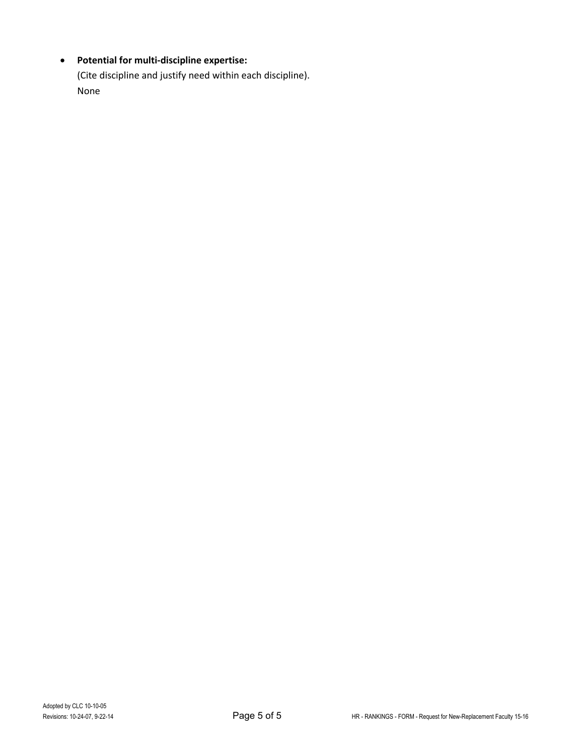- **Potential for multi-discipline expertise:**
  (Cite discipline and justify need within each discipline).
  None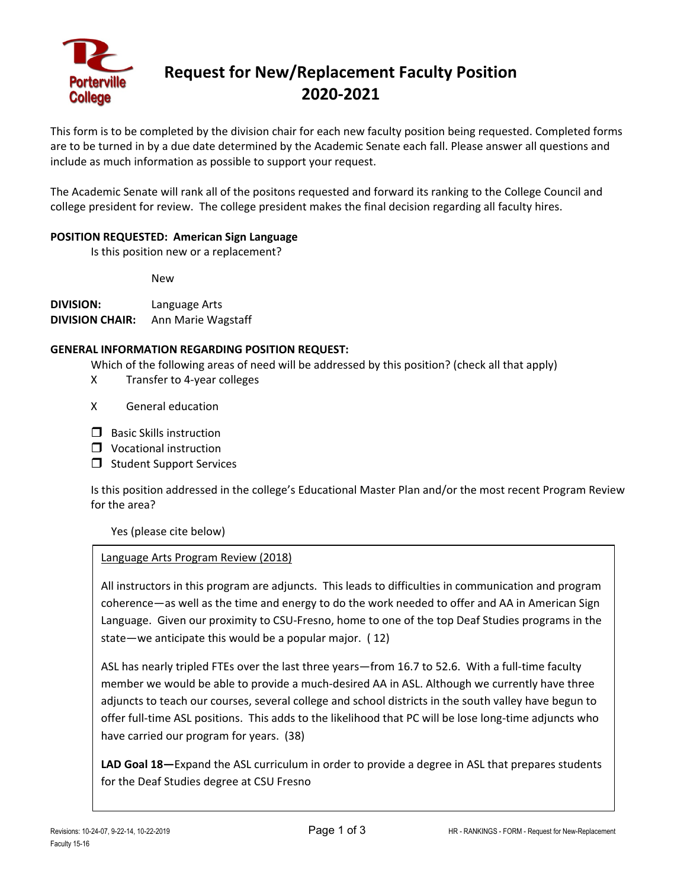# Request for New/Replacement Faculty Position 2020-2021

This form is to be completed by the division chair for each new faculty position being requested. Completed forms are to be turned in by a due date determined by the Academic Senate each fall. Please answer all questions and include as much information as possible to support your request.

The Academic Senate will rank all of the positons requested and forward its ranking to the College Council and college president for review. The college president makes the final decision regarding all faculty hires.

**POSITION REQUESTED: American Sign Language**

Is this position new or a replacement?

New

**DIVISION:** Language Arts
**DIVISION CHAIR:** Ann Marie Wagstaff

**GENERAL INFORMATION REGARDING POSITION REQUEST:**

Which of the following areas of need will be addressed by this position? (check all that apply)

- X Transfer to 4-year colleges
- X General education
- ☐ Basic Skills instruction
- ☐ Vocational instruction
- ☐ Student Support Services

Is this position addressed in the college's Educational Master Plan and/or the most recent Program Review for the area?

Yes (please cite below)

Language Arts Program Review (2018)

All instructors in this program are adjuncts. This leads to difficulties in communication and program coherence—as well as the time and energy to do the work needed to offer and AA in American Sign Language. Given our proximity to CSU-Fresno, home to one of the top Deaf Studies programs in the state—we anticipate this would be a popular major. ( 12)

ASL has nearly tripled FTEs over the last three years—from 16.7 to 52.6. With a full-time faculty member we would be able to provide a much-desired AA in ASL. Although we currently have three adjuncts to teach our courses, several college and school districts in the south valley have begun to offer full-time ASL positions. This adds to the likelihood that PC will be lose long-time adjuncts who have carried our program for years. (38)

**LAD Goal 18—**Expand the ASL curriculum in order to provide a degree in ASL that prepares students for the Deaf Studies degree at CSU Fresno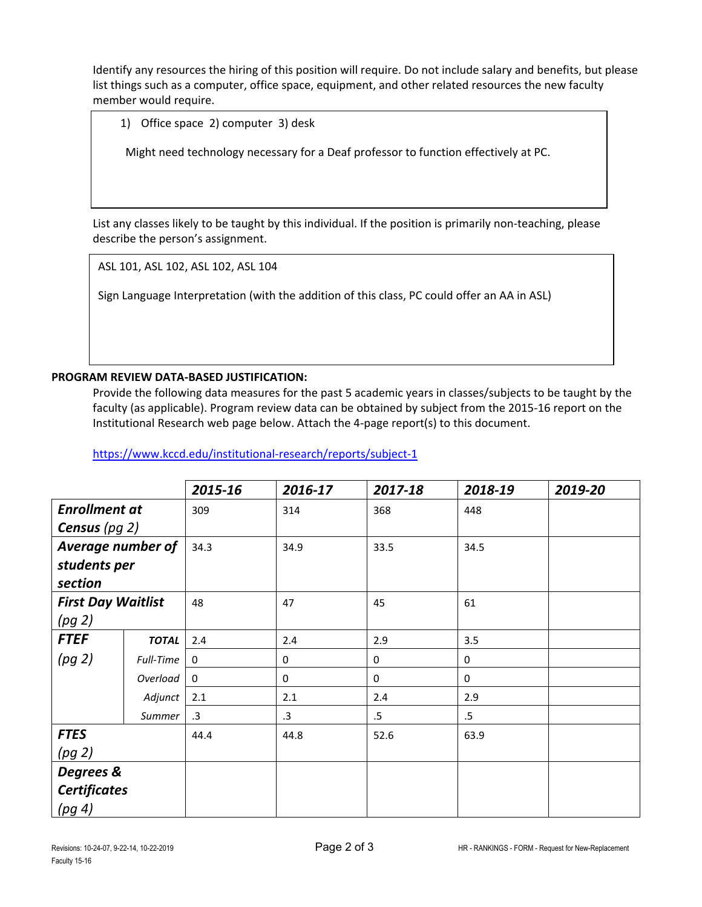Identify any resources the hiring of this position will require. Do not include salary and benefits, but please list things such as a computer, office space, equipment, and other related resources the new faculty member would require.

> 1) Office space 2) computer 3) desk
>
> Might need technology necessary for a Deaf professor to function effectively at PC.

List any classes likely to be taught by this individual. If the position is primarily non-teaching, please describe the person's assignment.

> ASL 101, ASL 102, ASL 102, ASL 104
>
> Sign Language Interpretation (with the addition of this class, PC could offer an AA in ASL)

**PROGRAM REVIEW DATA-BASED JUSTIFICATION:**

Provide the following data measures for the past 5 academic years in classes/subjects to be taught by the faculty (as applicable). Program review data can be obtained by subject from the 2015-16 report on the Institutional Research web page below. Attach the 4-page report(s) to this document.

https://www.kccd.edu/institutional-research/reports/subject-1

| | | ***2015-16*** | ***2016-17*** | ***2017-18*** | ***2018-19*** | ***2019-20*** |
|---|---|---|---|---|---|---|
| ***Enrollment at Census*** *(pg 2)* | | 309 | 314 | 368 | 448 | |
| ***Average number of students per section*** | | 34.3 | 34.9 | 33.5 | 34.5 | |
| ***First Day Waitlist*** *(pg 2)* | | 48 | 47 | 45 | 61 | |
| ***FTEF*** *(pg 2)* | ***TOTAL*** | 2.4 | 2.4 | 2.9 | 3.5 | |
| | *Full-Time* | 0 | 0 | 0 | 0 | |
| | *Overload* | 0 | 0 | 0 | 0 | |
| | *Adjunct* | 2.1 | 2.1 | 2.4 | 2.9 | |
| | *Summer* | .3 | .3 | .5 | .5 | |
| ***FTES*** *(pg 2)* | | 44.4 | 44.8 | 52.6 | 63.9 | |
| ***Degrees & Certificates*** *(pg 4)* | | | | | | |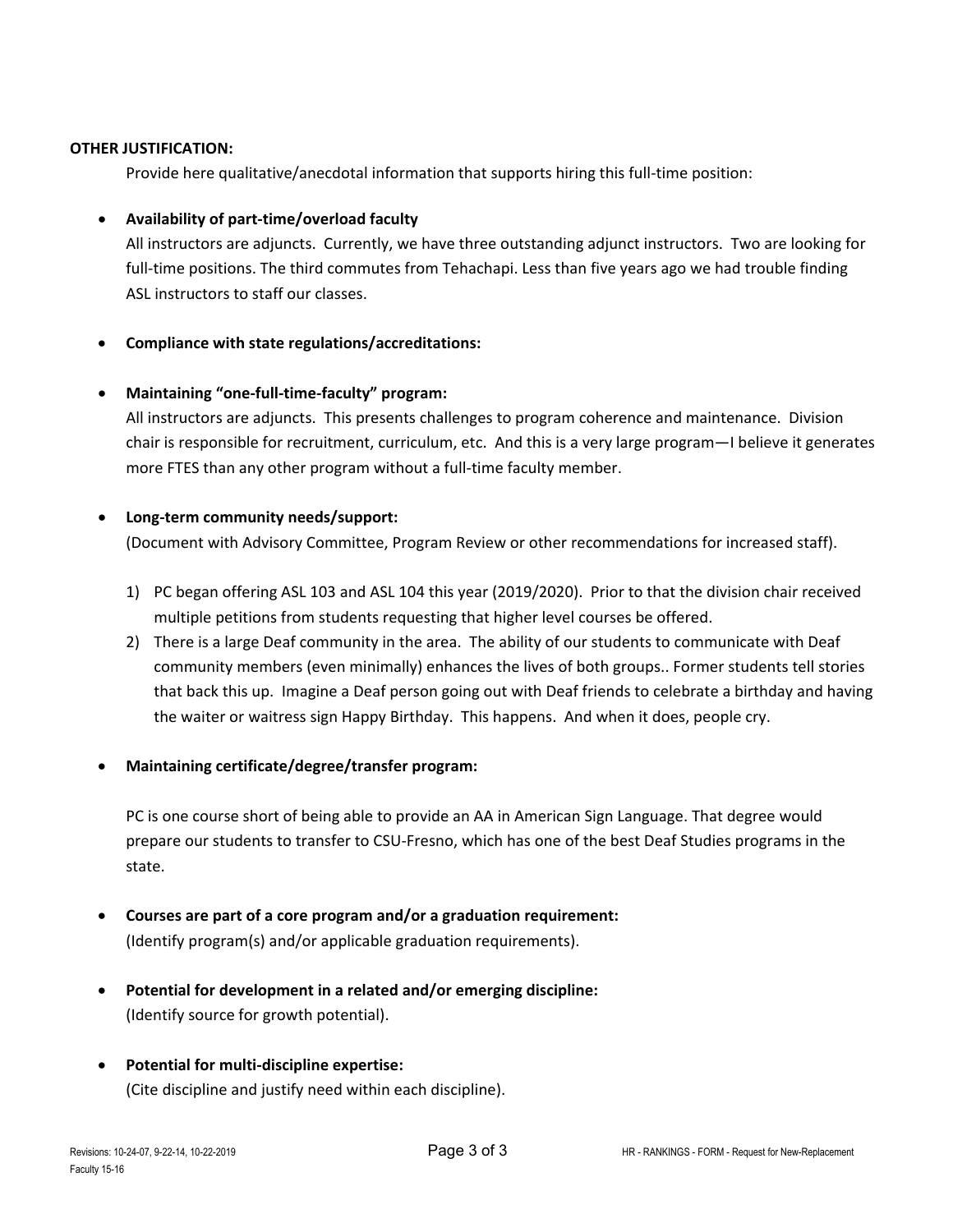**OTHER JUSTIFICATION:**

Provide here qualitative/anecdotal information that supports hiring this full-time position:

- **Availability of part-time/overload faculty**

  All instructors are adjuncts. Currently, we have three outstanding adjunct instructors. Two are looking for full-time positions. The third commutes from Tehachapi. Less than five years ago we had trouble finding ASL instructors to staff our classes.

- **Compliance with state regulations/accreditations:**

- **Maintaining "one-full-time-faculty" program:**

  All instructors are adjuncts. This presents challenges to program coherence and maintenance. Division chair is responsible for recruitment, curriculum, etc. And this is a very large program—I believe it generates more FTES than any other program without a full-time faculty member.

- **Long-term community needs/support:**

  (Document with Advisory Committee, Program Review or other recommendations for increased staff).

  1) PC began offering ASL 103 and ASL 104 this year (2019/2020). Prior to that the division chair received multiple petitions from students requesting that higher level courses be offered.
  2) There is a large Deaf community in the area. The ability of our students to communicate with Deaf community members (even minimally) enhances the lives of both groups.. Former students tell stories that back this up. Imagine a Deaf person going out with Deaf friends to celebrate a birthday and having the waiter or waitress sign Happy Birthday. This happens. And when it does, people cry.

- **Maintaining certificate/degree/transfer program:**

  PC is one course short of being able to provide an AA in American Sign Language. That degree would prepare our students to transfer to CSU-Fresno, which has one of the best Deaf Studies programs in the state.

- **Courses are part of a core program and/or a graduation requirement:**

  (Identify program(s) and/or applicable graduation requirements).

- **Potential for development in a related and/or emerging discipline:**

  (Identify source for growth potential).

- **Potential for multi-discipline expertise:**

  (Cite discipline and justify need within each discipline).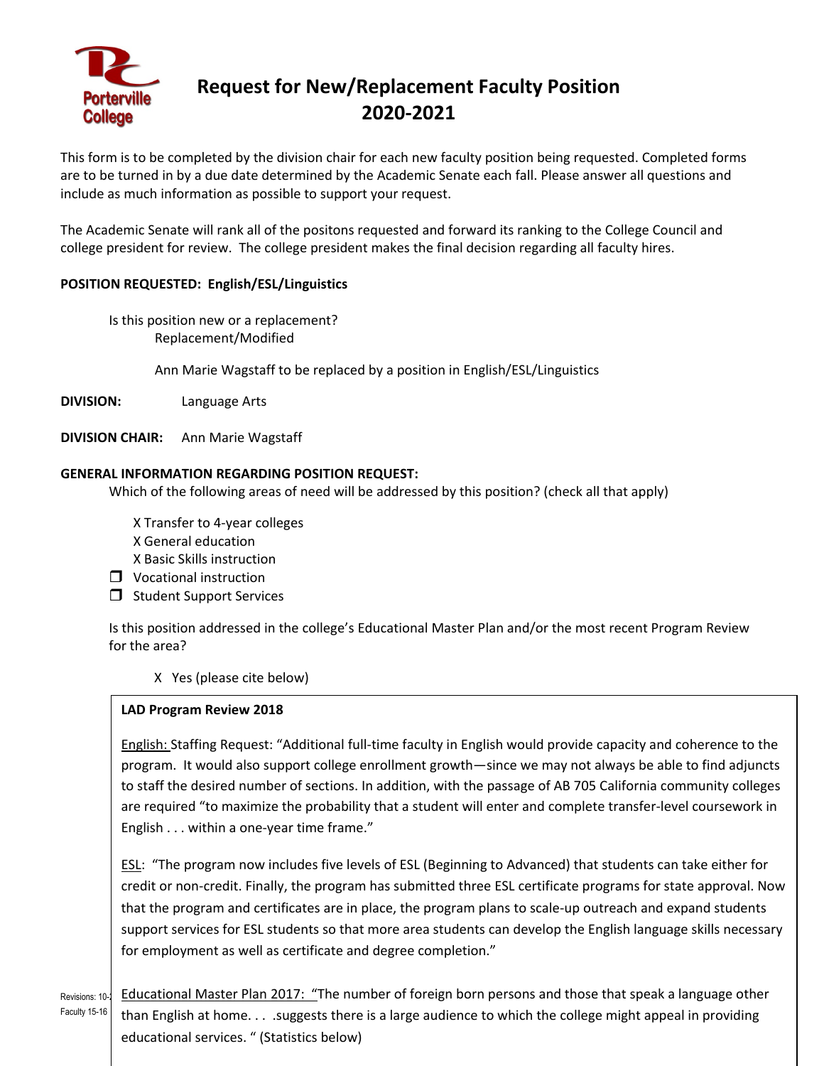# Request for New/Replacement Faculty Position 2020-2021

This form is to be completed by the division chair for each new faculty position being requested. Completed forms are to be turned in by a due date determined by the Academic Senate each fall. Please answer all questions and include as much information as possible to support your request.

The Academic Senate will rank all of the positons requested and forward its ranking to the College Council and college president for review. The college president makes the final decision regarding all faculty hires.

**POSITION REQUESTED: English/ESL/Linguistics**

Is this position new or a replacement?
Replacement/Modified

Ann Marie Wagstaff to be replaced by a position in English/ESL/Linguistics

**DIVISION:** Language Arts

**DIVISION CHAIR:** Ann Marie Wagstaff

**GENERAL INFORMATION REGARDING POSITION REQUEST:**

Which of the following areas of need will be addressed by this position? (check all that apply)

- X Transfer to 4-year colleges
- X General education
- X Basic Skills instruction
- ❐ Vocational instruction
- ❐ Student Support Services

Is this position addressed in the college's Educational Master Plan and/or the most recent Program Review for the area?

X Yes (please cite below)

**LAD Program Review 2018**

English: Staffing Request: "Additional full-time faculty in English would provide capacity and coherence to the program. It would also support college enrollment growth—since we may not always be able to find adjuncts to staff the desired number of sections. In addition, with the passage of AB 705 California community colleges are required "to maximize the probability that a student will enter and complete transfer-level coursework in English . . . within a one-year time frame."

ESL: "The program now includes five levels of ESL (Beginning to Advanced) that students can take either for credit or non-credit. Finally, the program has submitted three ESL certificate programs for state approval. Now that the program and certificates are in place, the program plans to scale-up outreach and expand students support services for ESL students so that more area students can develop the English language skills necessary for employment as well as certificate and degree completion."

Educational Master Plan 2017: "The number of foreign born persons and those that speak a language other than English at home. . . .suggests there is a large audience to which the college might appeal in providing educational services. " (Statistics below)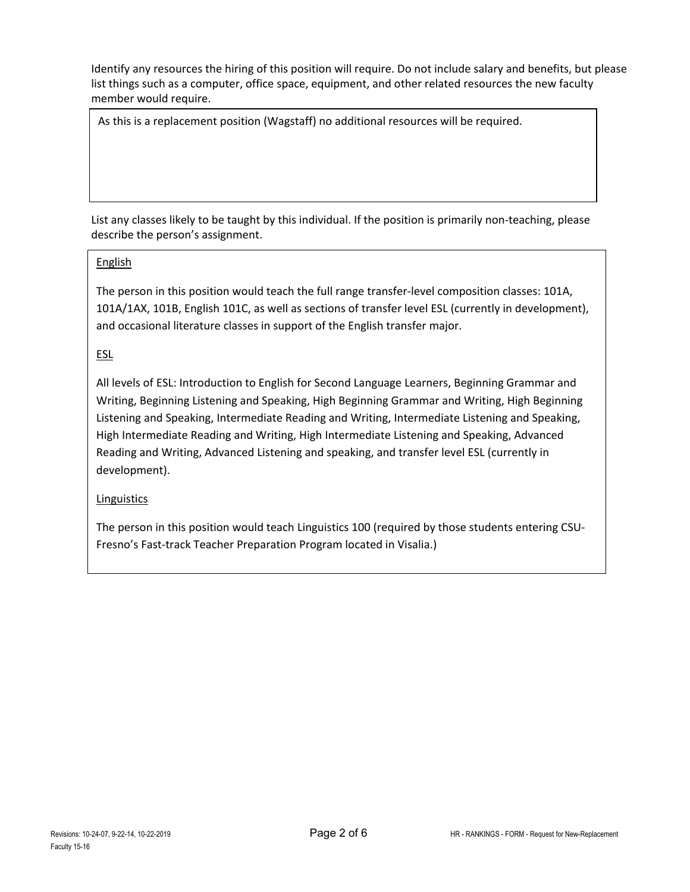Identify any resources the hiring of this position will require. Do not include salary and benefits, but please list things such as a computer, office space, equipment, and other related resources the new faculty member would require.

As this is a replacement position (Wagstaff) no additional resources will be required.

List any classes likely to be taught by this individual. If the position is primarily non-teaching, please describe the person's assignment.

English

The person in this position would teach the full range transfer-level composition classes: 101A, 101A/1AX, 101B, English 101C, as well as sections of transfer level ESL (currently in development), and occasional literature classes in support of the English transfer major.

ESL

All levels of ESL: Introduction to English for Second Language Learners, Beginning Grammar and Writing, Beginning Listening and Speaking, High Beginning Grammar and Writing, High Beginning Listening and Speaking, Intermediate Reading and Writing, Intermediate Listening and Speaking, High Intermediate Reading and Writing, High Intermediate Listening and Speaking, Advanced Reading and Writing, Advanced Listening and speaking, and transfer level ESL (currently in development).

Linguistics

The person in this position would teach Linguistics 100 (required by those students entering CSU-Fresno's Fast-track Teacher Preparation Program located in Visalia.)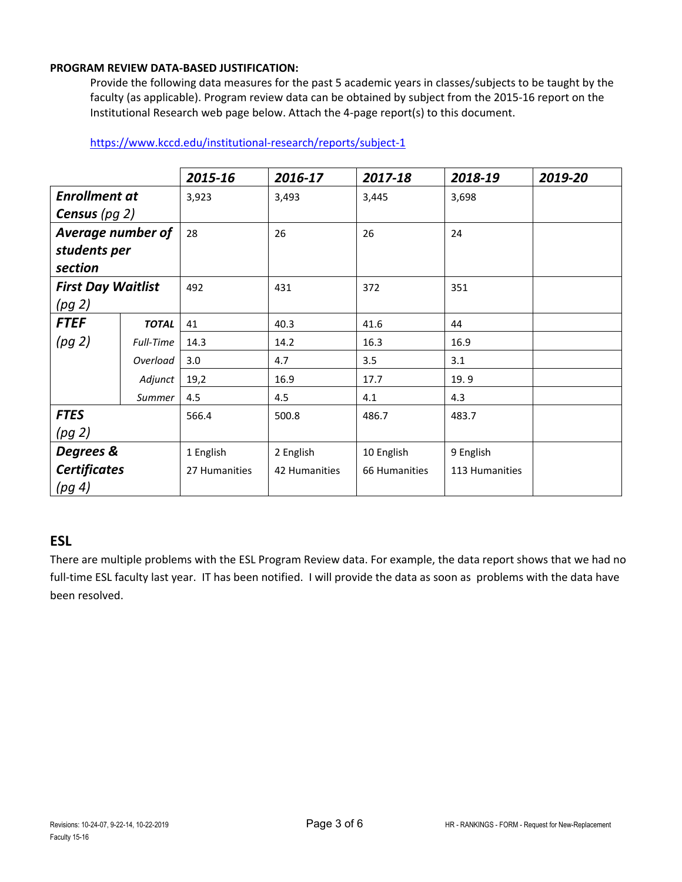**PROGRAM REVIEW DATA-BASED JUSTIFICATION:**

Provide the following data measures for the past 5 academic years in classes/subjects to be taught by the faculty (as applicable). Program review data can be obtained by subject from the 2015-16 report on the Institutional Research web page below. Attach the 4-page report(s) to this document.

https://www.kccd.edu/institutional-research/reports/subject-1

| | | 2015-16 | 2016-17 | 2017-18 | 2018-19 | 2019-20 |
|---|---|---|---|---|---|---|
| ***Enrollment at Census*** *(pg 2)* | | 3,923 | 3,493 | 3,445 | 3,698 | |
| ***Average number of students per section*** | | 28 | 26 | 26 | 24 | |
| ***First Day Waitlist*** *(pg 2)* | | 492 | 431 | 372 | 351 | |
| ***FTEF*** *(pg 2)* | ***TOTAL*** | 41 | 40.3 | 41.6 | 44 | |
| | *Full-Time* | 14.3 | 14.2 | 16.3 | 16.9 | |
| | *Overload* | 3.0 | 4.7 | 3.5 | 3.1 | |
| | *Adjunct* | 19,2 | 16.9 | 17.7 | 19. 9 | |
| | *Summer* | 4.5 | 4.5 | 4.1 | 4.3 | |
| ***FTES*** *(pg 2)* | | 566.4 | 500.8 | 486.7 | 483.7 | |
| ***Degrees & Certificates*** *(pg 4)* | | 1 English<br>27 Humanities | 2 English<br>42 Humanities | 10 English<br>66 Humanities | 9 English<br>113 Humanities | |

## ESL

There are multiple problems with the ESL Program Review data. For example, the data report shows that we had no full-time ESL faculty last year. IT has been notified. I will provide the data as soon as problems with the data have been resolved.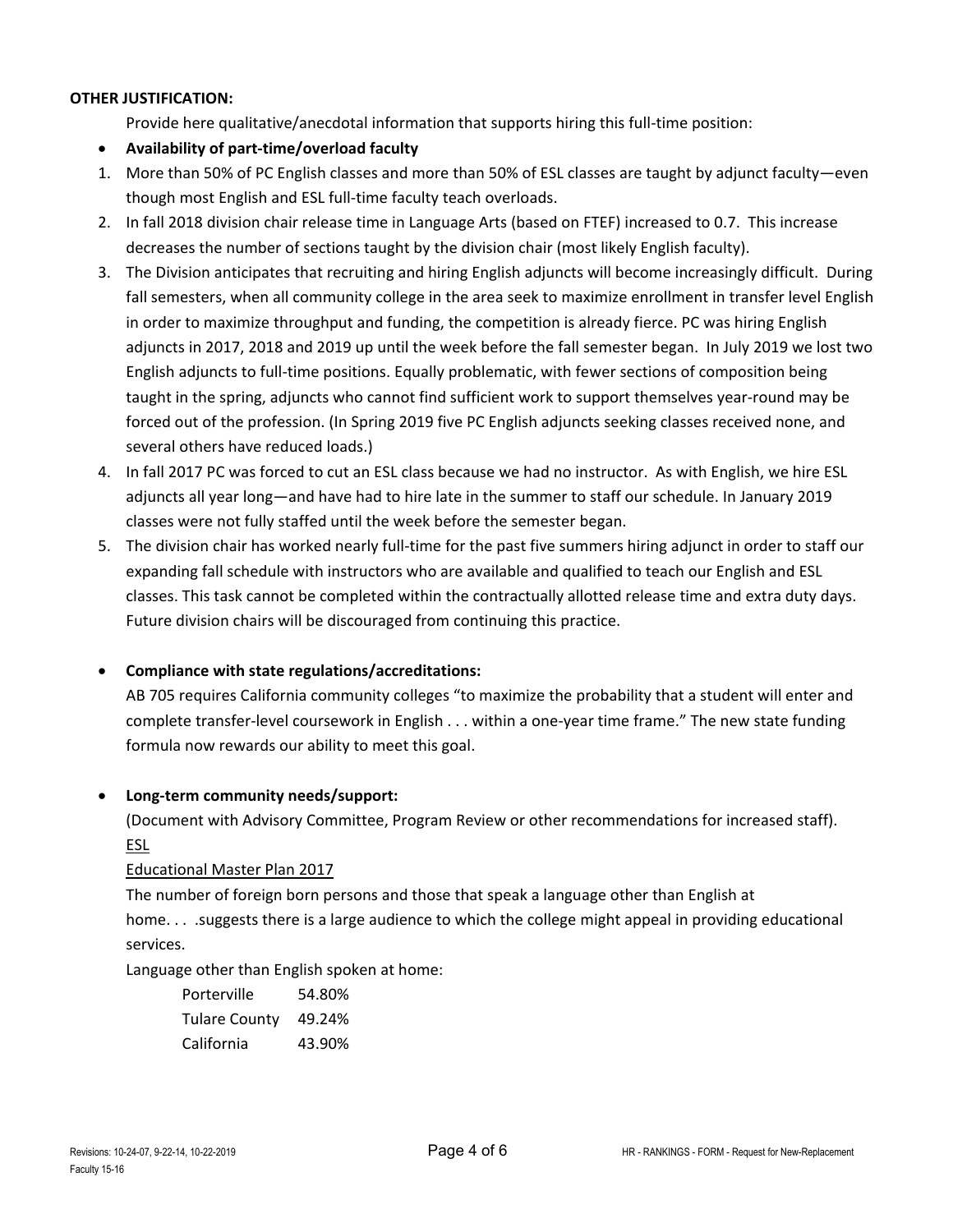**OTHER JUSTIFICATION:**

Provide here qualitative/anecdotal information that supports hiring this full-time position:

- **Availability of part-time/overload faculty**

1. More than 50% of PC English classes and more than 50% of ESL classes are taught by adjunct faculty—even though most English and ESL full-time faculty teach overloads.
2. In fall 2018 division chair release time in Language Arts (based on FTEF) increased to 0.7. This increase decreases the number of sections taught by the division chair (most likely English faculty).
3. The Division anticipates that recruiting and hiring English adjuncts will become increasingly difficult. During fall semesters, when all community college in the area seek to maximize enrollment in transfer level English in order to maximize throughput and funding, the competition is already fierce. PC was hiring English adjuncts in 2017, 2018 and 2019 up until the week before the fall semester began. In July 2019 we lost two English adjuncts to full-time positions. Equally problematic, with fewer sections of composition being taught in the spring, adjuncts who cannot find sufficient work to support themselves year-round may be forced out of the profession. (In Spring 2019 five PC English adjuncts seeking classes received none, and several others have reduced loads.)
4. In fall 2017 PC was forced to cut an ESL class because we had no instructor. As with English, we hire ESL adjuncts all year long—and have had to hire late in the summer to staff our schedule. In January 2019 classes were not fully staffed until the week before the semester began.
5. The division chair has worked nearly full-time for the past five summers hiring adjunct in order to staff our expanding fall schedule with instructors who are available and qualified to teach our English and ESL classes. This task cannot be completed within the contractually allotted release time and extra duty days. Future division chairs will be discouraged from continuing this practice.

- **Compliance with state regulations/accreditations:**

  AB 705 requires California community colleges "to maximize the probability that a student will enter and complete transfer-level coursework in English . . . within a one-year time frame." The new state funding formula now rewards our ability to meet this goal.

- **Long-term community needs/support:**

  (Document with Advisory Committee, Program Review or other recommendations for increased staff).

  <u>ESL</u>

  <u>Educational Master Plan 2017</u>

  The number of foreign born persons and those that speak a language other than English at home. . . .suggests there is a large audience to which the college might appeal in providing educational services.

  Language other than English spoken at home:

  | | |
  |---|---|
  | Porterville | 54.80% |
  | Tulare County | 49.24% |
  | California | 43.90% |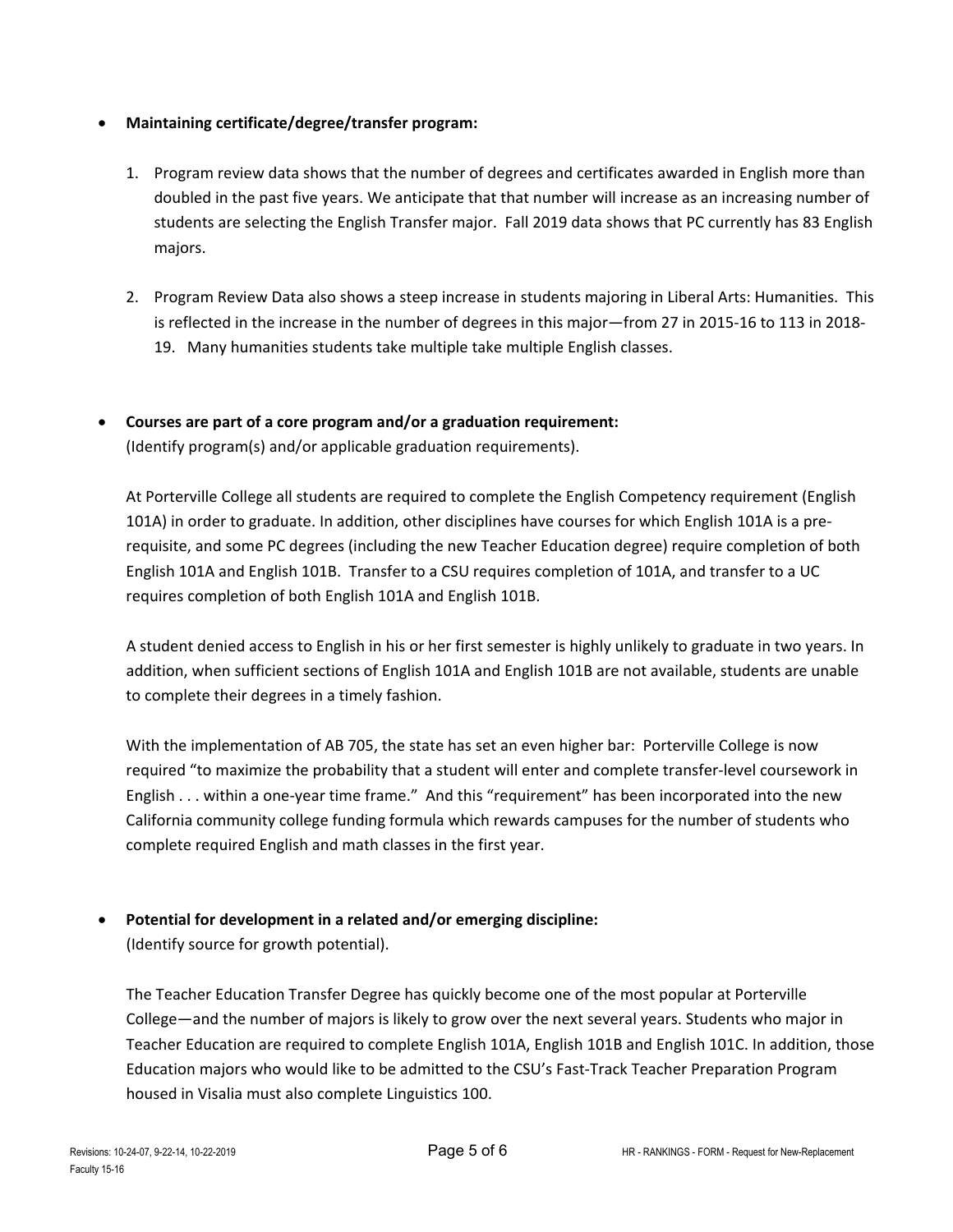- **Maintaining certificate/degree/transfer program:**

  1. Program review data shows that the number of degrees and certificates awarded in English more than doubled in the past five years. We anticipate that that number will increase as an increasing number of students are selecting the English Transfer major. Fall 2019 data shows that PC currently has 83 English majors.

  2. Program Review Data also shows a steep increase in students majoring in Liberal Arts: Humanities. This is reflected in the increase in the number of degrees in this major—from 27 in 2015-16 to 113 in 2018-19. Many humanities students take multiple take multiple English classes.

- **Courses are part of a core program and/or a graduation requirement:**
  (Identify program(s) and/or applicable graduation requirements).

  At Porterville College all students are required to complete the English Competency requirement (English 101A) in order to graduate. In addition, other disciplines have courses for which English 101A is a pre-requisite, and some PC degrees (including the new Teacher Education degree) require completion of both English 101A and English 101B. Transfer to a CSU requires completion of 101A, and transfer to a UC requires completion of both English 101A and English 101B.

  A student denied access to English in his or her first semester is highly unlikely to graduate in two years. In addition, when sufficient sections of English 101A and English 101B are not available, students are unable to complete their degrees in a timely fashion.

  With the implementation of AB 705, the state has set an even higher bar: Porterville College is now required "to maximize the probability that a student will enter and complete transfer-level coursework in English . . . within a one-year time frame." And this "requirement" has been incorporated into the new California community college funding formula which rewards campuses for the number of students who complete required English and math classes in the first year.

- **Potential for development in a related and/or emerging discipline:**
  (Identify source for growth potential).

  The Teacher Education Transfer Degree has quickly become one of the most popular at Porterville College—and the number of majors is likely to grow over the next several years. Students who major in Teacher Education are required to complete English 101A, English 101B and English 101C. In addition, those Education majors who would like to be admitted to the CSU's Fast-Track Teacher Preparation Program housed in Visalia must also complete Linguistics 100.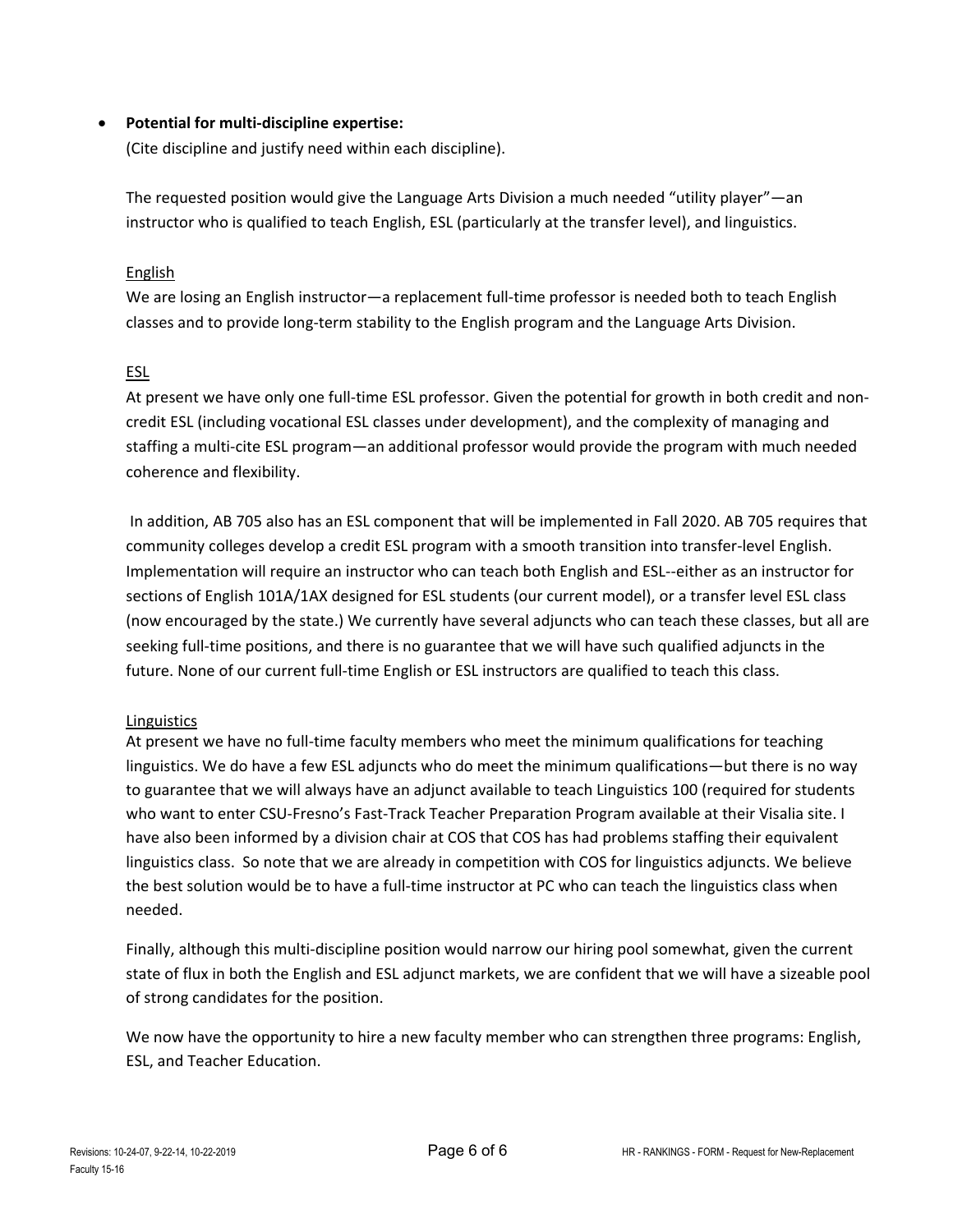- **Potential for multi-discipline expertise:**

  (Cite discipline and justify need within each discipline).

  The requested position would give the Language Arts Division a much needed "utility player"—an instructor who is qualified to teach English, ESL (particularly at the transfer level), and linguistics.

  <u>English</u>

  We are losing an English instructor—a replacement full-time professor is needed both to teach English classes and to provide long-term stability to the English program and the Language Arts Division.

  <u>ESL</u>

  At present we have only one full-time ESL professor. Given the potential for growth in both credit and non-credit ESL (including vocational ESL classes under development), and the complexity of managing and staffing a multi-cite ESL program—an additional professor would provide the program with much needed coherence and flexibility.

  In addition, AB 705 also has an ESL component that will be implemented in Fall 2020. AB 705 requires that community colleges develop a credit ESL program with a smooth transition into transfer-level English. Implementation will require an instructor who can teach both English and ESL--either as an instructor for sections of English 101A/1AX designed for ESL students (our current model), or a transfer level ESL class (now encouraged by the state.) We currently have several adjuncts who can teach these classes, but all are seeking full-time positions, and there is no guarantee that we will have such qualified adjuncts in the future. None of our current full-time English or ESL instructors are qualified to teach this class.

  <u>Linguistics</u>

  At present we have no full-time faculty members who meet the minimum qualifications for teaching linguistics. We do have a few ESL adjuncts who do meet the minimum qualifications—but there is no way to guarantee that we will always have an adjunct available to teach Linguistics 100 (required for students who want to enter CSU-Fresno's Fast-Track Teacher Preparation Program available at their Visalia site. I have also been informed by a division chair at COS that COS has had problems staffing their equivalent linguistics class. So note that we are already in competition with COS for linguistics adjuncts. We believe the best solution would be to have a full-time instructor at PC who can teach the linguistics class when needed.

  Finally, although this multi-discipline position would narrow our hiring pool somewhat, given the current state of flux in both the English and ESL adjunct markets, we are confident that we will have a sizeable pool of strong candidates for the position.

  We now have the opportunity to hire a new faculty member who can strengthen three programs: English, ESL, and Teacher Education.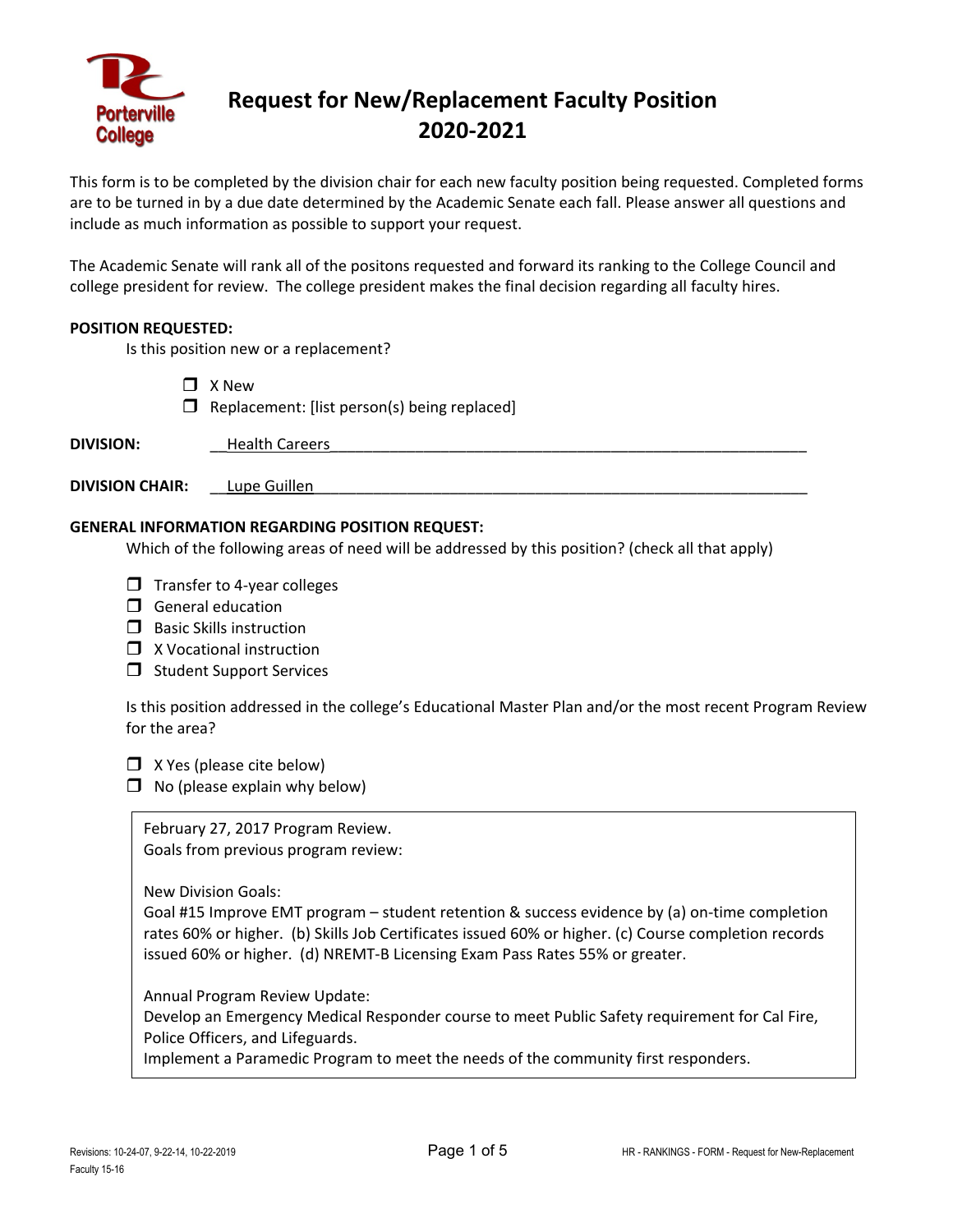# Request for New/Replacement Faculty Position 2020-2021

This form is to be completed by the division chair for each new faculty position being requested. Completed forms are to be turned in by a due date determined by the Academic Senate each fall. Please answer all questions and include as much information as possible to support your request.

The Academic Senate will rank all of the positons requested and forward its ranking to the College Council and college president for review. The college president makes the final decision regarding all faculty hires.

**POSITION REQUESTED:**

Is this position new or a replacement?

- ❒ X New
- ❒ Replacement: [list person(s) being replaced]

**DIVISION:** __Health Careers__

**DIVISION CHAIR:** __Lupe Guillen__

**GENERAL INFORMATION REGARDING POSITION REQUEST:**

Which of the following areas of need will be addressed by this position? (check all that apply)

- ❒ Transfer to 4-year colleges
- ❒ General education
- ❒ Basic Skills instruction
- ❒ X Vocational instruction
- ❒ Student Support Services

Is this position addressed in the college's Educational Master Plan and/or the most recent Program Review for the area?

- ❒ X Yes (please cite below)
- ❒ No (please explain why below)

February 27, 2017 Program Review.
Goals from previous program review:

New Division Goals:
Goal #15 Improve EMT program – student retention & success evidence by (a) on-time completion rates 60% or higher. (b) Skills Job Certificates issued 60% or higher. (c) Course completion records issued 60% or higher. (d) NREMT-B Licensing Exam Pass Rates 55% or greater.

Annual Program Review Update:
Develop an Emergency Medical Responder course to meet Public Safety requirement for Cal Fire, Police Officers, and Lifeguards.
Implement a Paramedic Program to meet the needs of the community first responders.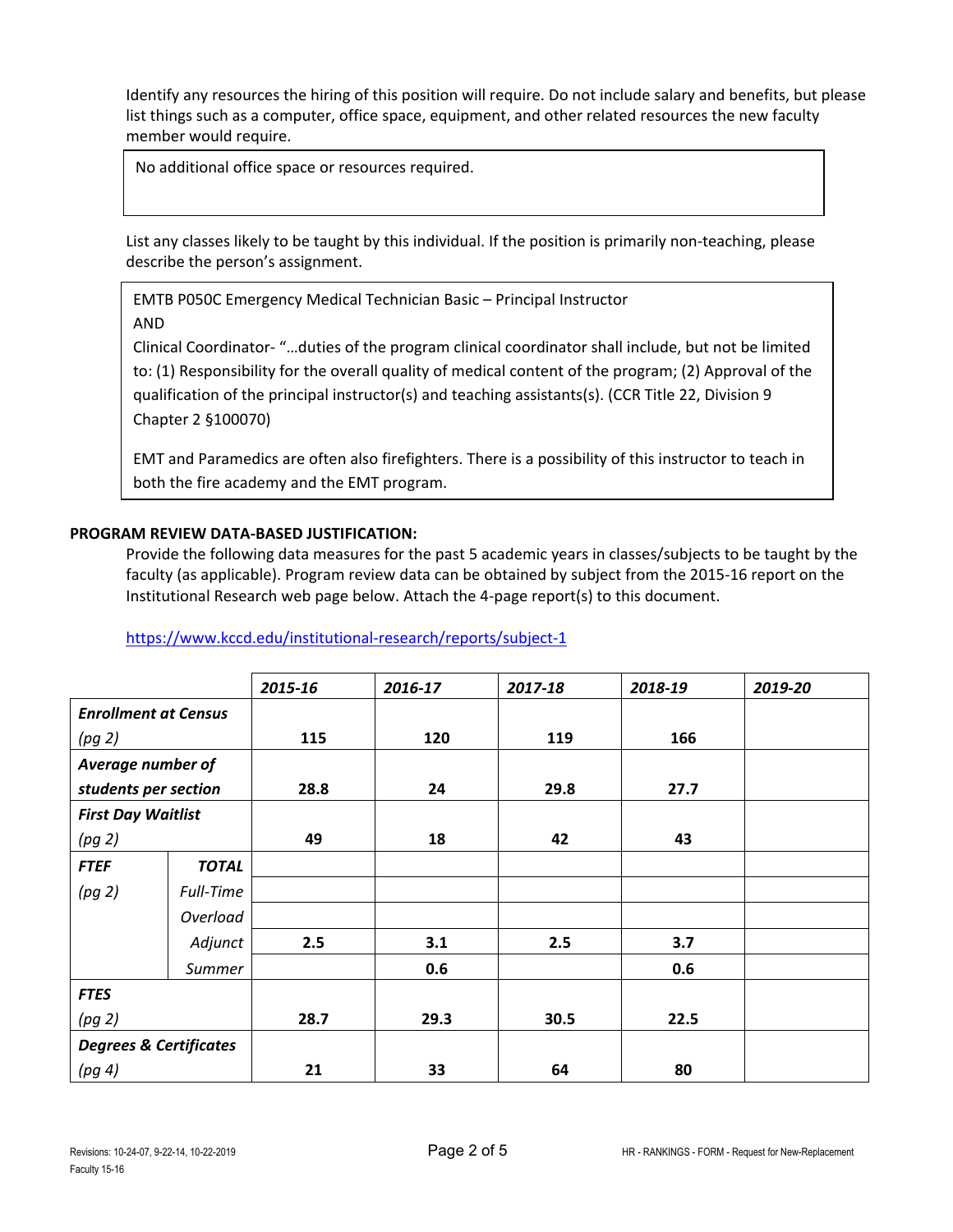Identify any resources the hiring of this position will require. Do not include salary and benefits, but please list things such as a computer, office space, equipment, and other related resources the new faculty member would require.

> No additional office space or resources required.

List any classes likely to be taught by this individual. If the position is primarily non-teaching, please describe the person's assignment.

> EMTB P050C Emergency Medical Technician Basic – Principal Instructor
>
> AND
>
> Clinical Coordinator- "…duties of the program clinical coordinator shall include, but not be limited to: (1) Responsibility for the overall quality of medical content of the program; (2) Approval of the qualification of the principal instructor(s) and teaching assistants(s). (CCR Title 22, Division 9 Chapter 2 §100070)
>
> EMT and Paramedics are often also firefighters. There is a possibility of this instructor to teach in both the fire academy and the EMT program.

**PROGRAM REVIEW DATA-BASED JUSTIFICATION:**

Provide the following data measures for the past 5 academic years in classes/subjects to be taught by the faculty (as applicable). Program review data can be obtained by subject from the 2015-16 report on the Institutional Research web page below. Attach the 4-page report(s) to this document.

https://www.kccd.edu/institutional-research/reports/subject-1

| | | *2015-16* | *2016-17* | *2017-18* | *2018-19* | *2019-20* |
|---|---|---|---|---|---|---|
| ***Enrollment at Census*** *(pg 2)* | | **115** | **120** | **119** | **166** | |
| ***Average number of students per section*** | | **28.8** | **24** | **29.8** | **27.7** | |
| ***First Day Waitlist*** *(pg 2)* | | **49** | **18** | **42** | **43** | |
| ***FTEF*** *(pg 2)* | ***TOTAL*** | | | | | |
| | *Full-Time* | | | | | |
| | *Overload* | | | | | |
| | *Adjunct* | **2.5** | **3.1** | **2.5** | **3.7** | |
| | *Summer* | | **0.6** | | **0.6** | |
| ***FTES*** *(pg 2)* | | **28.7** | **29.3** | **30.5** | **22.5** | |
| ***Degrees & Certificates*** *(pg 4)* | | **21** | **33** | **64** | **80** | |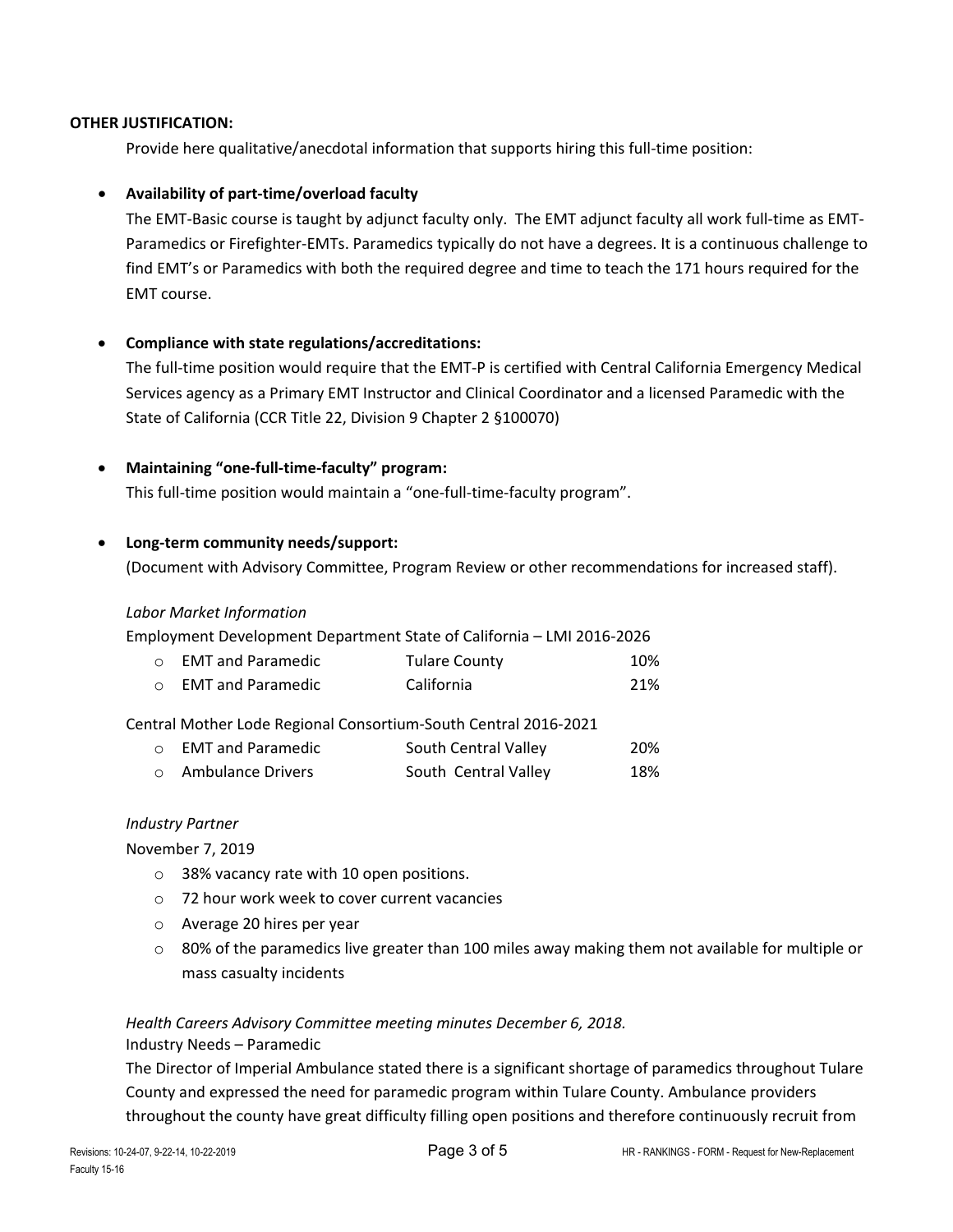**OTHER JUSTIFICATION:**

Provide here qualitative/anecdotal information that supports hiring this full-time position:

- **Availability of part-time/overload faculty**
  The EMT-Basic course is taught by adjunct faculty only. The EMT adjunct faculty all work full-time as EMT-Paramedics or Firefighter-EMTs. Paramedics typically do not have a degrees. It is a continuous challenge to find EMT's or Paramedics with both the required degree and time to teach the 171 hours required for the EMT course.

- **Compliance with state regulations/accreditations:**
  The full-time position would require that the EMT-P is certified with Central California Emergency Medical Services agency as a Primary EMT Instructor and Clinical Coordinator and a licensed Paramedic with the State of California (CCR Title 22, Division 9 Chapter 2 §100070)

- **Maintaining "one-full-time-faculty" program:**
  This full-time position would maintain a "one-full-time-faculty program".

- **Long-term community needs/support:**
  (Document with Advisory Committee, Program Review or other recommendations for increased staff).

  *Labor Market Information*

  Employment Development Department State of California – LMI 2016-2026

  | | | |
  |---|---|---|
  | EMT and Paramedic | Tulare County | 10% |
  | EMT and Paramedic | California | 21% |

  Central Mother Lode Regional Consortium-South Central 2016-2021

  | | | |
  |---|---|---|
  | EMT and Paramedic | South Central Valley | 20% |
  | Ambulance Drivers | South Central Valley | 18% |

  *Industry Partner*

  November 7, 2019

  - 38% vacancy rate with 10 open positions.
  - 72 hour work week to cover current vacancies
  - Average 20 hires per year
  - 80% of the paramedics live greater than 100 miles away making them not available for multiple or mass casualty incidents

  *Health Careers Advisory Committee meeting minutes December 6, 2018.*

  Industry Needs – Paramedic

  The Director of Imperial Ambulance stated there is a significant shortage of paramedics throughout Tulare County and expressed the need for paramedic program within Tulare County. Ambulance providers throughout the county have great difficulty filling open positions and therefore continuously recruit from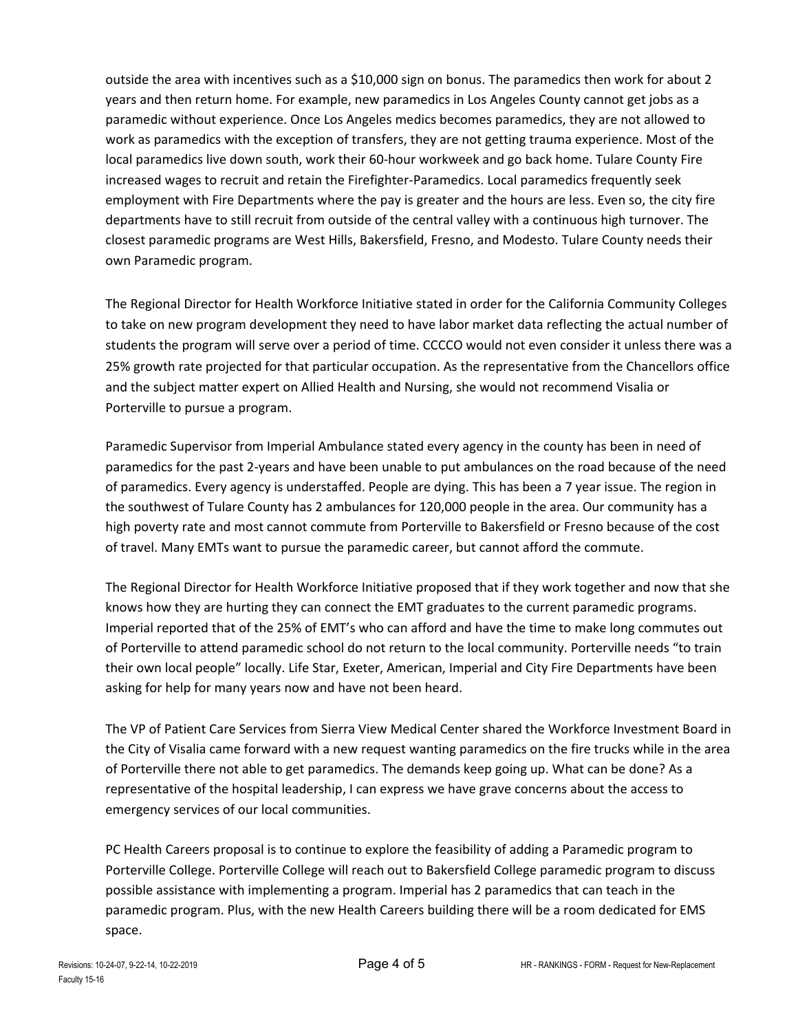outside the area with incentives such as a $10,000 sign on bonus. The paramedics then work for about 2 years and then return home. For example, new paramedics in Los Angeles County cannot get jobs as a paramedic without experience. Once Los Angeles medics becomes paramedics, they are not allowed to work as paramedics with the exception of transfers, they are not getting trauma experience. Most of the local paramedics live down south, work their 60-hour workweek and go back home. Tulare County Fire increased wages to recruit and retain the Firefighter-Paramedics. Local paramedics frequently seek employment with Fire Departments where the pay is greater and the hours are less. Even so, the city fire departments have to still recruit from outside of the central valley with a continuous high turnover. The closest paramedic programs are West Hills, Bakersfield, Fresno, and Modesto. Tulare County needs their own Paramedic program.

The Regional Director for Health Workforce Initiative stated in order for the California Community Colleges to take on new program development they need to have labor market data reflecting the actual number of students the program will serve over a period of time. CCCCO would not even consider it unless there was a 25% growth rate projected for that particular occupation. As the representative from the Chancellors office and the subject matter expert on Allied Health and Nursing, she would not recommend Visalia or Porterville to pursue a program.

Paramedic Supervisor from Imperial Ambulance stated every agency in the county has been in need of paramedics for the past 2-years and have been unable to put ambulances on the road because of the need of paramedics. Every agency is understaffed. People are dying. This has been a 7 year issue. The region in the southwest of Tulare County has 2 ambulances for 120,000 people in the area. Our community has a high poverty rate and most cannot commute from Porterville to Bakersfield or Fresno because of the cost of travel. Many EMTs want to pursue the paramedic career, but cannot afford the commute.

The Regional Director for Health Workforce Initiative proposed that if they work together and now that she knows how they are hurting they can connect the EMT graduates to the current paramedic programs. Imperial reported that of the 25% of EMT's who can afford and have the time to make long commutes out of Porterville to attend paramedic school do not return to the local community. Porterville needs "to train their own local people" locally. Life Star, Exeter, American, Imperial and City Fire Departments have been asking for help for many years now and have not been heard.

The VP of Patient Care Services from Sierra View Medical Center shared the Workforce Investment Board in the City of Visalia came forward with a new request wanting paramedics on the fire trucks while in the area of Porterville there not able to get paramedics. The demands keep going up. What can be done? As a representative of the hospital leadership, I can express we have grave concerns about the access to emergency services of our local communities.

PC Health Careers proposal is to continue to explore the feasibility of adding a Paramedic program to Porterville College. Porterville College will reach out to Bakersfield College paramedic program to discuss possible assistance with implementing a program. Imperial has 2 paramedics that can teach in the paramedic program. Plus, with the new Health Careers building there will be a room dedicated for EMS space.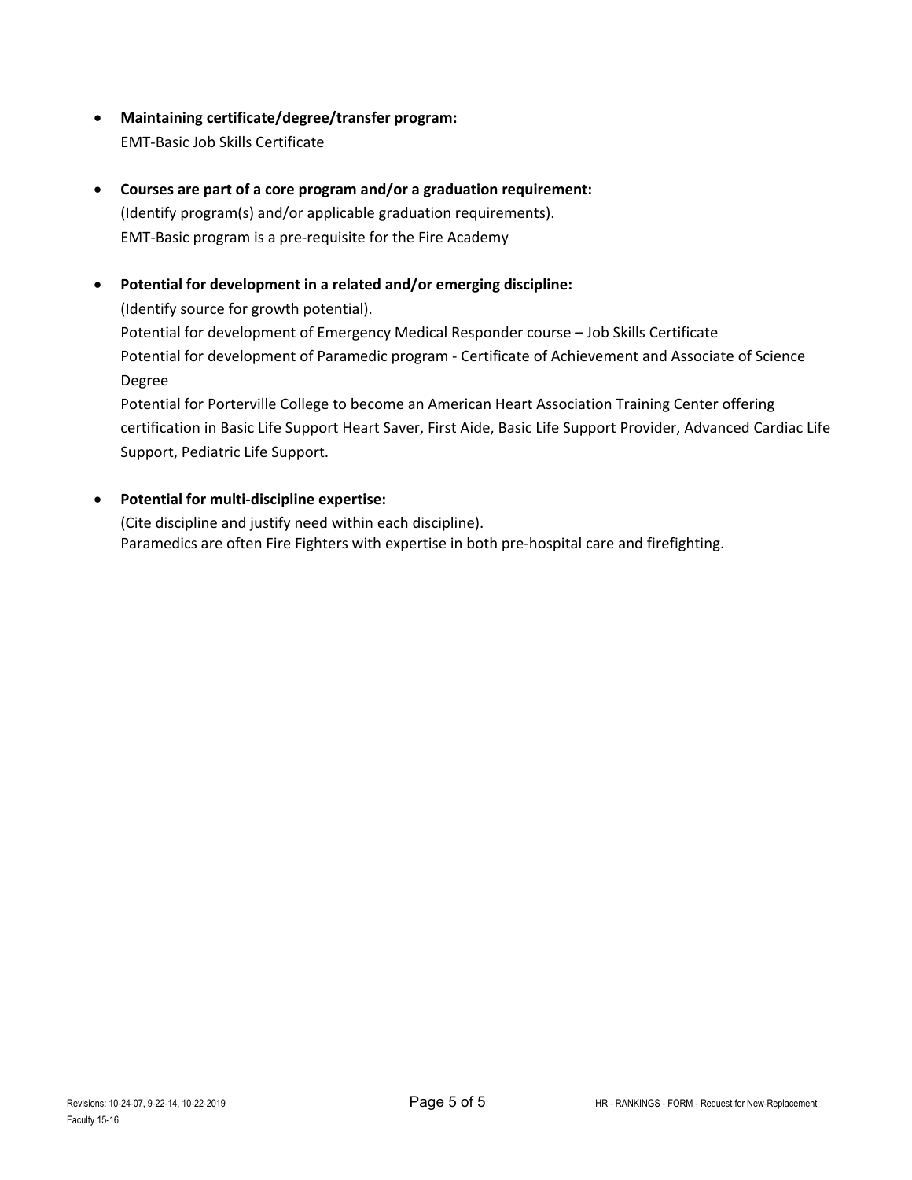- **Maintaining certificate/degree/transfer program:**
  EMT-Basic Job Skills Certificate

- **Courses are part of a core program and/or a graduation requirement:**
  (Identify program(s) and/or applicable graduation requirements).
  EMT-Basic program is a pre-requisite for the Fire Academy

- **Potential for development in a related and/or emerging discipline:**
  (Identify source for growth potential).
  Potential for development of Emergency Medical Responder course – Job Skills Certificate
  Potential for development of Paramedic program - Certificate of Achievement and Associate of Science Degree
  Potential for Porterville College to become an American Heart Association Training Center offering certification in Basic Life Support Heart Saver, First Aide, Basic Life Support Provider, Advanced Cardiac Life Support, Pediatric Life Support.

- **Potential for multi-discipline expertise:**
  (Cite discipline and justify need within each discipline).
  Paramedics are often Fire Fighters with expertise in both pre-hospital care and firefighting.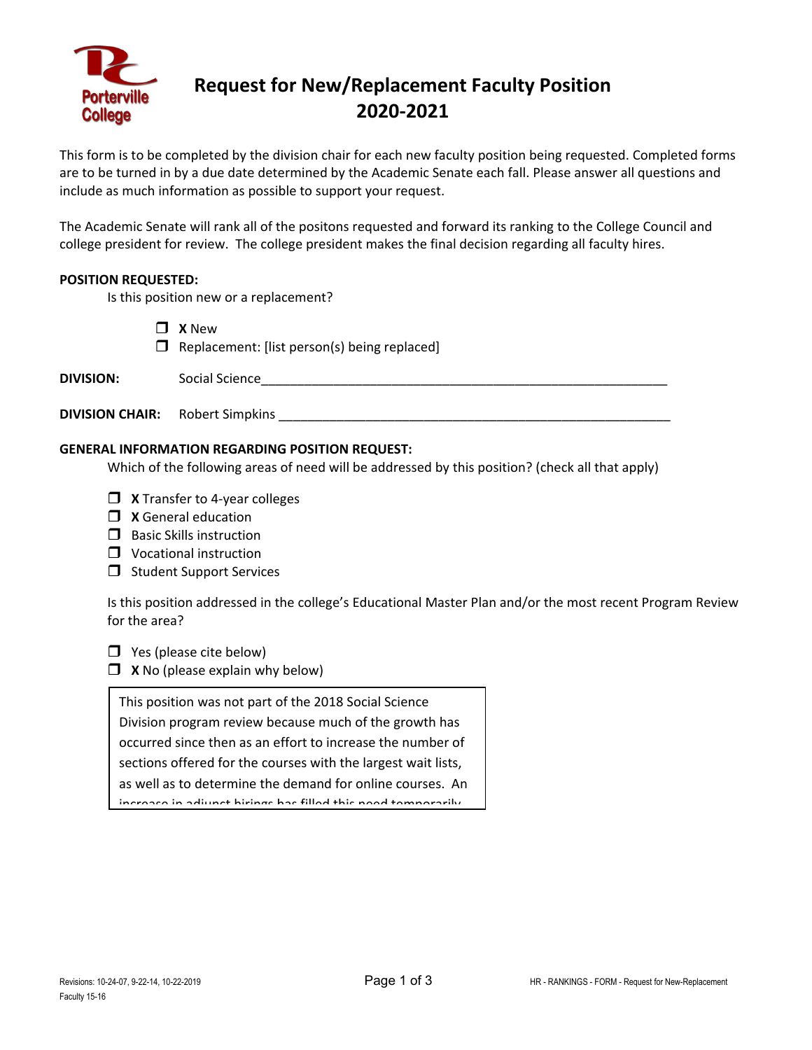# Request for New/Replacement Faculty Position 2020-2021

This form is to be completed by the division chair for each new faculty position being requested. Completed forms are to be turned in by a due date determined by the Academic Senate each fall. Please answer all questions and include as much information as possible to support your request.

The Academic Senate will rank all of the positons requested and forward its ranking to the College Council and college president for review. The college president makes the final decision regarding all faculty hires.

**POSITION REQUESTED:**

Is this position new or a replacement?

- ☐ **X** New
- ☐ Replacement: [list person(s) being replaced]

**DIVISION:** Social Science

**DIVISION CHAIR:** Robert Simpkins

**GENERAL INFORMATION REGARDING POSITION REQUEST:**

Which of the following areas of need will be addressed by this position? (check all that apply)

- ☐ **X** Transfer to 4-year colleges
- ☐ **X** General education
- ☐ Basic Skills instruction
- ☐ Vocational instruction
- ☐ Student Support Services

Is this position addressed in the college's Educational Master Plan and/or the most recent Program Review for the area?

- ☐ Yes (please cite below)
- ☐ **X** No (please explain why below)

This position was not part of the 2018 Social Science Division program review because much of the growth has occurred since then as an effort to increase the number of sections offered for the courses with the largest wait lists, as well as to determine the demand for online courses. An increase in adjunct hirings has filled this need temporarily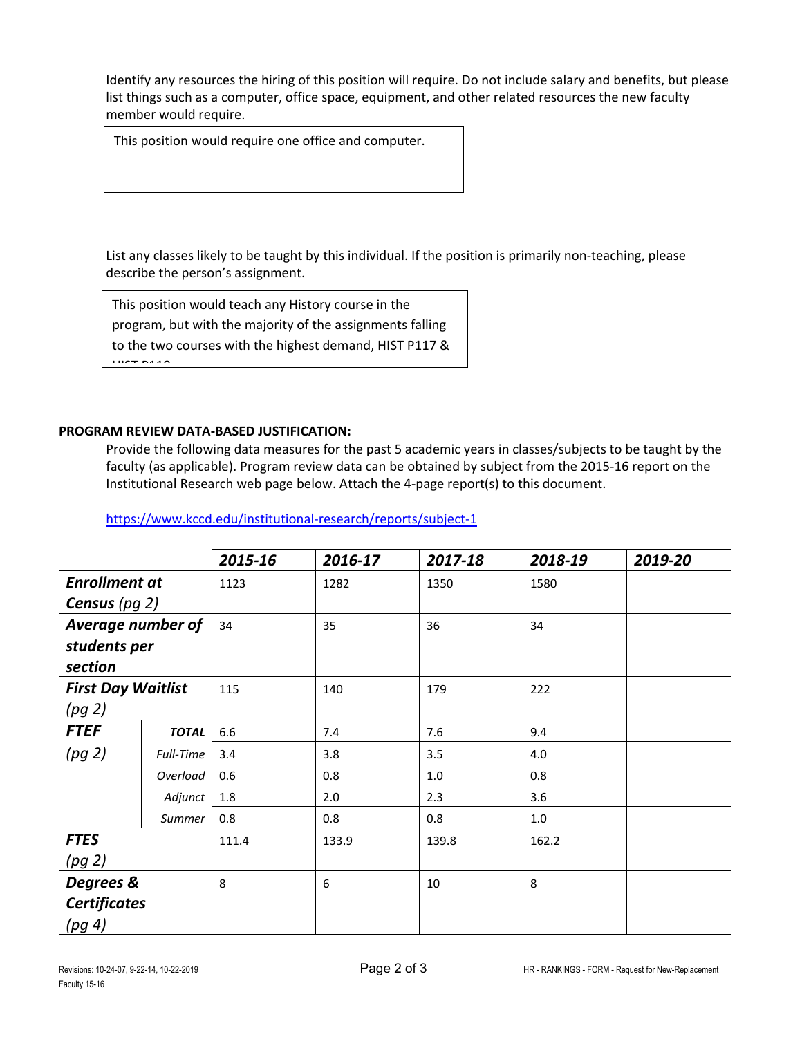Identify any resources the hiring of this position will require. Do not include salary and benefits, but please list things such as a computer, office space, equipment, and other related resources the new faculty member would require.

This position would require one office and computer.

List any classes likely to be taught by this individual. If the position is primarily non-teaching, please describe the person's assignment.

This position would teach any History course in the program, but with the majority of the assignments falling to the two courses with the highest demand, HIST P117 & HIST P118

**PROGRAM REVIEW DATA-BASED JUSTIFICATION:**

Provide the following data measures for the past 5 academic years in classes/subjects to be taught by the faculty (as applicable). Program review data can be obtained by subject from the 2015-16 report on the Institutional Research web page below. Attach the 4-page report(s) to this document.

https://www.kccd.edu/institutional-research/reports/subject-1

| | | ***2015-16*** | ***2016-17*** | ***2017-18*** | ***2018-19*** | ***2019-20*** |
|---|---|---|---|---|---|---|
| ***Enrollment at Census*** *(pg 2)* | | 1123 | 1282 | 1350 | 1580 | |
| ***Average number of students per section*** | | 34 | 35 | 36 | 34 | |
| ***First Day Waitlist*** *(pg 2)* | | 115 | 140 | 179 | 222 | |
| ***FTEF*** *(pg 2)* | ***TOTAL*** | 6.6 | 7.4 | 7.6 | 9.4 | |
| | *Full-Time* | 3.4 | 3.8 | 3.5 | 4.0 | |
| | *Overload* | 0.6 | 0.8 | 1.0 | 0.8 | |
| | *Adjunct* | 1.8 | 2.0 | 2.3 | 3.6 | |
| | *Summer* | 0.8 | 0.8 | 0.8 | 1.0 | |
| ***FTES*** *(pg 2)* | | 111.4 | 133.9 | 139.8 | 162.2 | |
| ***Degrees & Certificates*** *(pg 4)* | | 8 | 6 | 10 | 8 | |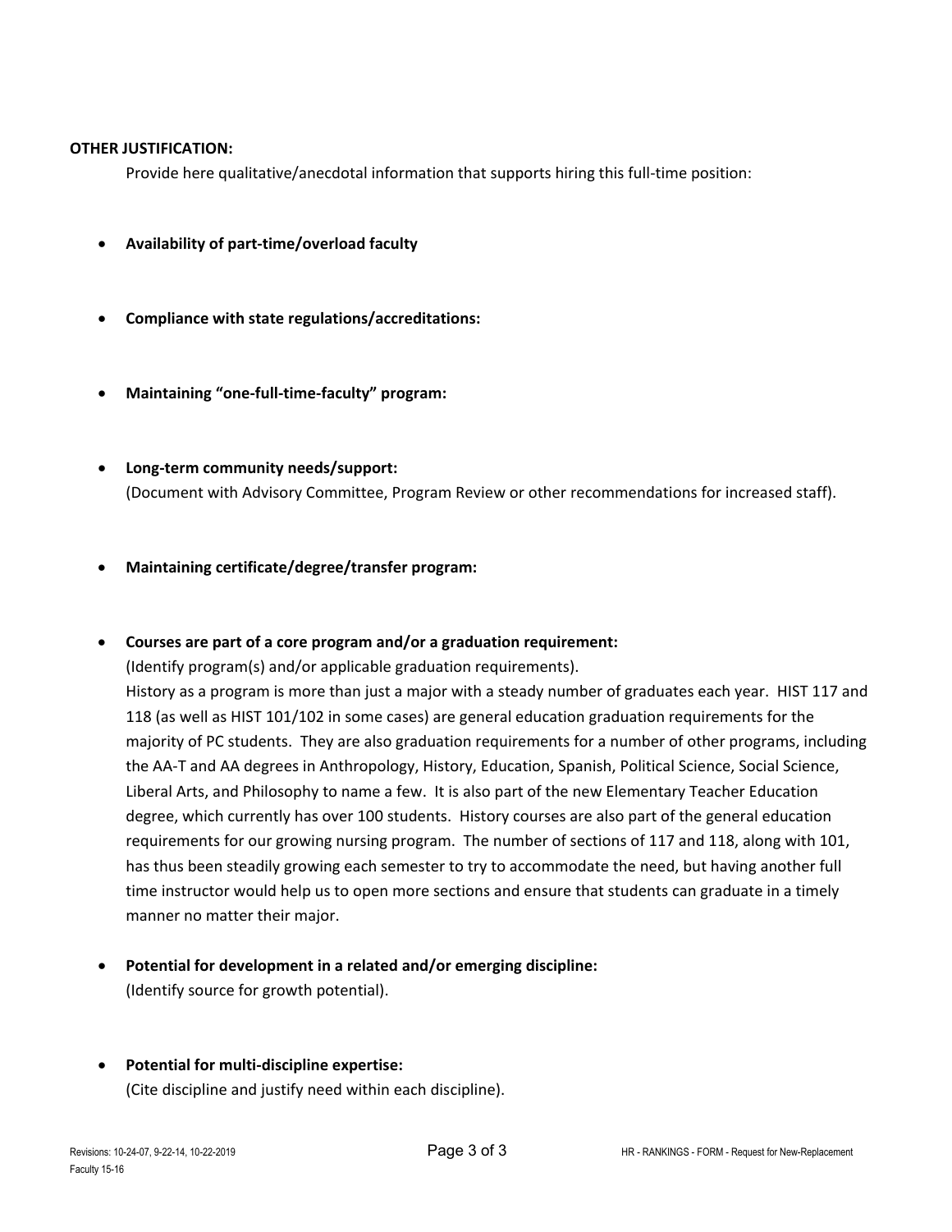**OTHER JUSTIFICATION:**

Provide here qualitative/anecdotal information that supports hiring this full-time position:

- **Availability of part-time/overload faculty**

- **Compliance with state regulations/accreditations:**

- **Maintaining "one-full-time-faculty" program:**

- **Long-term community needs/support:**
  (Document with Advisory Committee, Program Review or other recommendations for increased staff).

- **Maintaining certificate/degree/transfer program:**

- **Courses are part of a core program and/or a graduation requirement:**
  (Identify program(s) and/or applicable graduation requirements).
  History as a program is more than just a major with a steady number of graduates each year. HIST 117 and 118 (as well as HIST 101/102 in some cases) are general education graduation requirements for the majority of PC students. They are also graduation requirements for a number of other programs, including the AA-T and AA degrees in Anthropology, History, Education, Spanish, Political Science, Social Science, Liberal Arts, and Philosophy to name a few. It is also part of the new Elementary Teacher Education degree, which currently has over 100 students. History courses are also part of the general education requirements for our growing nursing program. The number of sections of 117 and 118, along with 101, has thus been steadily growing each semester to try to accommodate the need, but having another full time instructor would help us to open more sections and ensure that students can graduate in a timely manner no matter their major.

- **Potential for development in a related and/or emerging discipline:**
  (Identify source for growth potential).

- **Potential for multi-discipline expertise:**
  (Cite discipline and justify need within each discipline).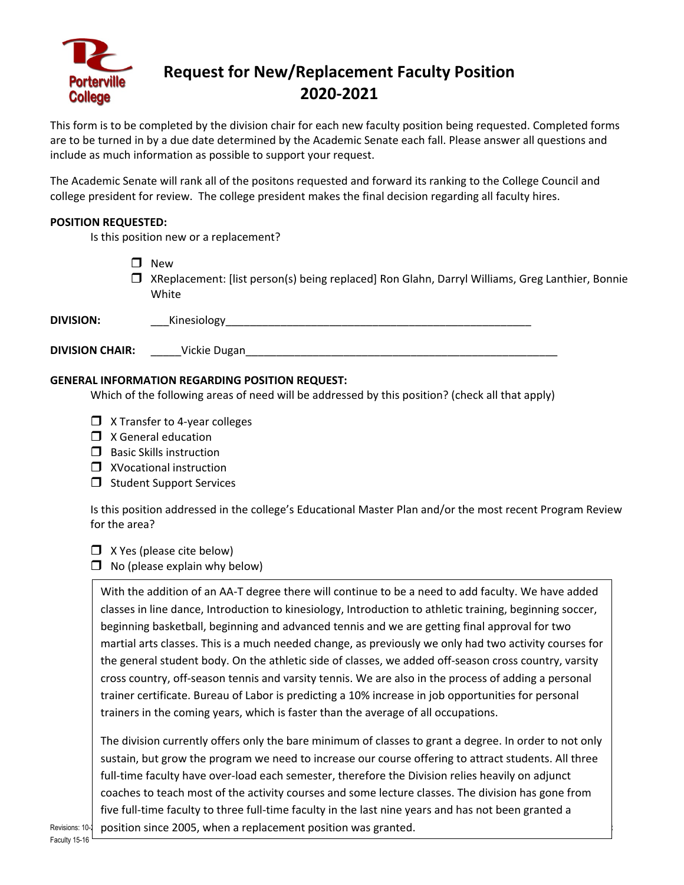# Request for New/Replacement Faculty Position 2020-2021

This form is to be completed by the division chair for each new faculty position being requested. Completed forms are to be turned in by a due date determined by the Academic Senate each fall. Please answer all questions and include as much information as possible to support your request.

The Academic Senate will rank all of the positons requested and forward its ranking to the College Council and college president for review. The college president makes the final decision regarding all faculty hires.

**POSITION REQUESTED:**

Is this position new or a replacement?

- ☐ New
- ☐ XReplacement: [list person(s) being replaced] Ron Glahn, Darryl Williams, Greg Lanthier, Bonnie White

**DIVISION:** ___Kinesiology_____________________________________________________

**DIVISION CHAIR:** _____Vickie Dugan_____________________________________________________

**GENERAL INFORMATION REGARDING POSITION REQUEST:**

Which of the following areas of need will be addressed by this position? (check all that apply)

- ☐ X Transfer to 4-year colleges
- ☐ X General education
- ☐ Basic Skills instruction
- ☐ XVocational instruction
- ☐ Student Support Services

Is this position addressed in the college's Educational Master Plan and/or the most recent Program Review for the area?

- ☐ X Yes (please cite below)
- ☐ No (please explain why below)

With the addition of an AA-T degree there will continue to be a need to add faculty. We have added classes in line dance, Introduction to kinesiology, Introduction to athletic training, beginning soccer, beginning basketball, beginning and advanced tennis and we are getting final approval for two martial arts classes. This is a much needed change, as previously we only had two activity courses for the general student body. On the athletic side of classes, we added off-season cross country, varsity cross country, off-season tennis and varsity tennis. We are also in the process of adding a personal trainer certificate. Bureau of Labor is predicting a 10% increase in job opportunities for personal trainers in the coming years, which is faster than the average of all occupations.

The division currently offers only the bare minimum of classes to grant a degree. In order to not only sustain, but grow the program we need to increase our course offering to attract students. All three full-time faculty have over-load each semester, therefore the Division relies heavily on adjunct coaches to teach most of the activity courses and some lecture classes. The division has gone from five full-time faculty to three full-time faculty in the last nine years and has not been granted a position since 2005, when a replacement position was granted.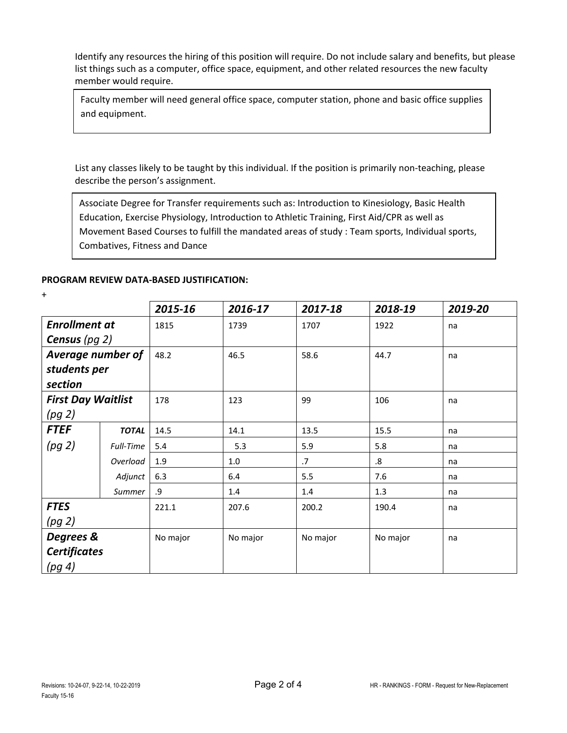Identify any resources the hiring of this position will require. Do not include salary and benefits, but please list things such as a computer, office space, equipment, and other related resources the new faculty member would require.

> Faculty member will need general office space, computer station, phone and basic office supplies and equipment.

List any classes likely to be taught by this individual. If the position is primarily non-teaching, please describe the person's assignment.

> Associate Degree for Transfer requirements such as: Introduction to Kinesiology, Basic Health Education, Exercise Physiology, Introduction to Athletic Training, First Aid/CPR as well as Movement Based Courses to fulfill the mandated areas of study : Team sports, Individual sports, Combatives, Fitness and Dance

**PROGRAM REVIEW DATA-BASED JUSTIFICATION:**

+

| | | ***2015-16*** | ***2016-17*** | ***2017-18*** | ***2018-19*** | ***2019-20*** |
|---|---|---|---|---|---|---|
| ***Enrollment at Census*** *(pg 2)* | | 1815 | 1739 | 1707 | 1922 | na |
| ***Average number of students per section*** | | 48.2 | 46.5 | 58.6 | 44.7 | na |
| ***First Day Waitlist*** *(pg 2)* | | 178 | 123 | 99 | 106 | na |
| ***FTEF*** *(pg 2)* | ***TOTAL*** | 14.5 | 14.1 | 13.5 | 15.5 | na |
| | *Full-Time* | 5.4 | 5.3 | 5.9 | 5.8 | na |
| | *Overload* | 1.9 | 1.0 | .7 | .8 | na |
| | *Adjunct* | 6.3 | 6.4 | 5.5 | 7.6 | na |
| | *Summer* | .9 | 1.4 | 1.4 | 1.3 | na |
| ***FTES*** *(pg 2)* | | 221.1 | 207.6 | 200.2 | 190.4 | na |
| ***Degrees & Certificates*** *(pg 4)* | | No major | No major | No major | No major | na |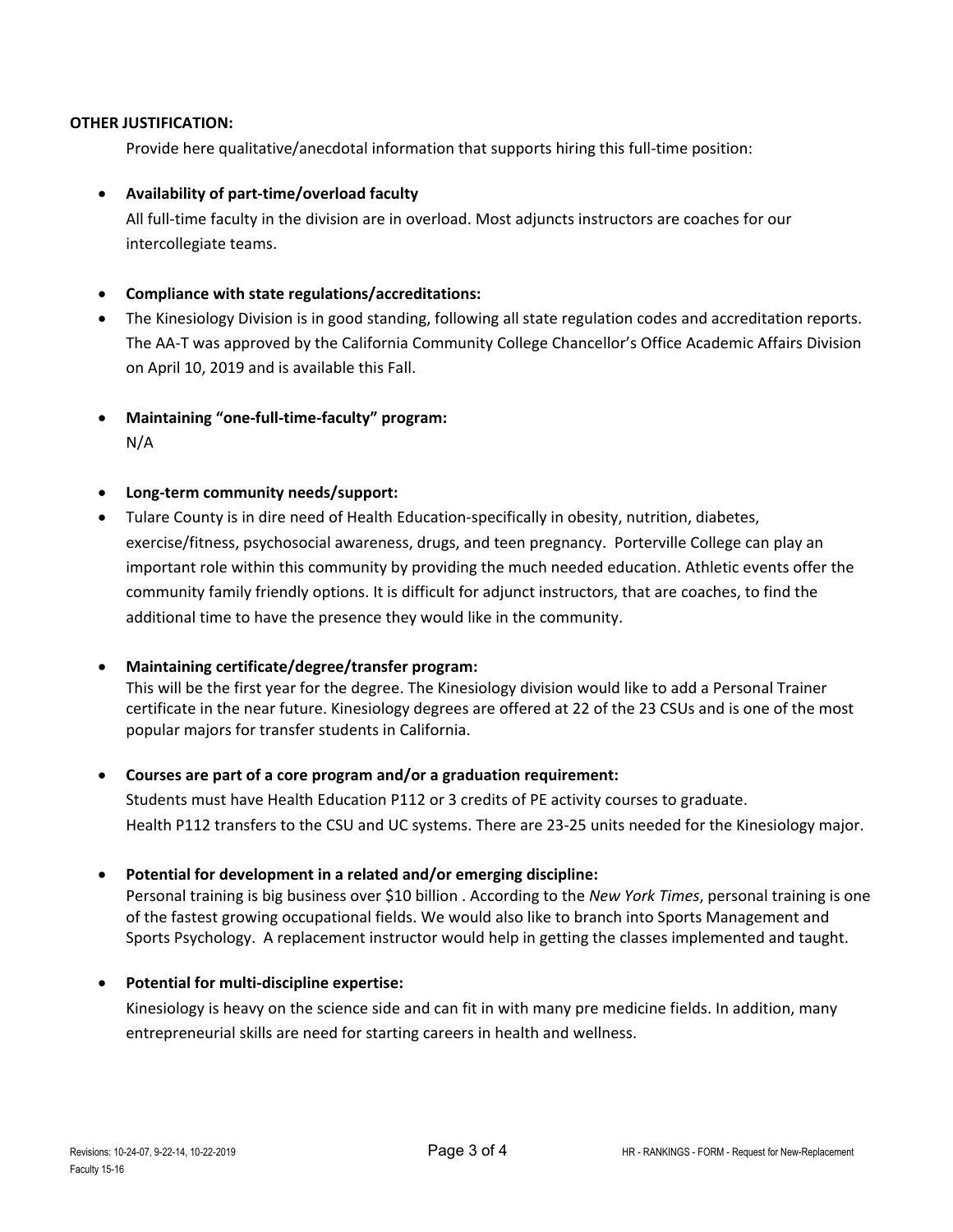**OTHER JUSTIFICATION:**

Provide here qualitative/anecdotal information that supports hiring this full-time position:

- **Availability of part-time/overload faculty**

  All full-time faculty in the division are in overload. Most adjuncts instructors are coaches for our intercollegiate teams.

- **Compliance with state regulations/accreditations:**
- The Kinesiology Division is in good standing, following all state regulation codes and accreditation reports. The AA-T was approved by the California Community College Chancellor's Office Academic Affairs Division on April 10, 2019 and is available this Fall.

- **Maintaining "one-full-time-faculty" program:**

  N/A

- **Long-term community needs/support:**
- Tulare County is in dire need of Health Education-specifically in obesity, nutrition, diabetes, exercise/fitness, psychosocial awareness, drugs, and teen pregnancy. Porterville College can play an important role within this community by providing the much needed education. Athletic events offer the community family friendly options. It is difficult for adjunct instructors, that are coaches, to find the additional time to have the presence they would like in the community.

- **Maintaining certificate/degree/transfer program:**

  This will be the first year for the degree. The Kinesiology division would like to add a Personal Trainer certificate in the near future. Kinesiology degrees are offered at 22 of the 23 CSUs and is one of the most popular majors for transfer students in California.

- **Courses are part of a core program and/or a graduation requirement:**

  Students must have Health Education P112 or 3 credits of PE activity courses to graduate. Health P112 transfers to the CSU and UC systems. There are 23-25 units needed for the Kinesiology major.

- **Potential for development in a related and/or emerging discipline:**

  Personal training is big business over $10 billion . According to the *New York Times*, personal training is one of the fastest growing occupational fields. We would also like to branch into Sports Management and Sports Psychology. A replacement instructor would help in getting the classes implemented and taught.

- **Potential for multi-discipline expertise:**

  Kinesiology is heavy on the science side and can fit in with many pre medicine fields. In addition, many entrepreneurial skills are need for starting careers in health and wellness.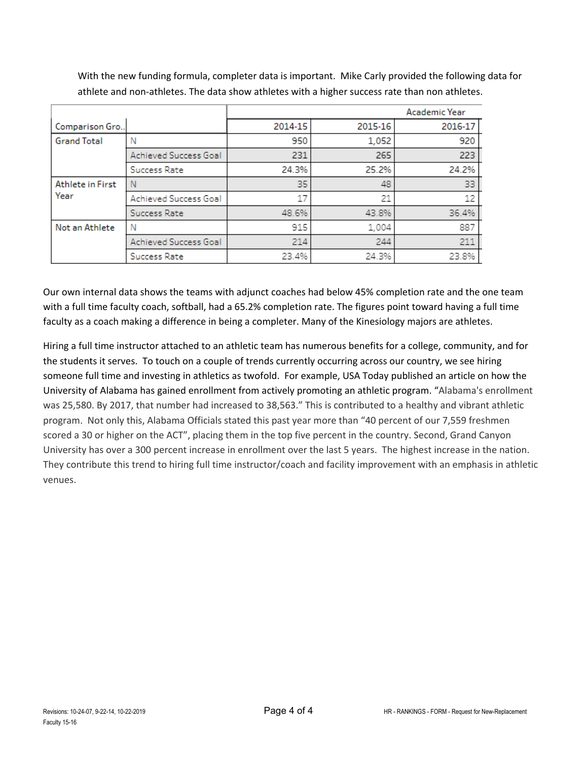With the new funding formula, completer data is important. Mike Carly provided the following data for athlete and non-athletes. The data show athletes with a higher success rate than non athletes.

| | | Academic Year | | |
|---|---|---|---|---|
| Comparison Gro.. | | 2014-15 | 2015-16 | 2016-17 |
| Grand Total | N | 950 | 1,052 | 920 |
| | Achieved Success Goal | 231 | 265 | 223 |
| | Success Rate | 24.3% | 25.2% | 24.2% |
| Athlete in First Year | N | 35 | 48 | 33 |
| | Achieved Success Goal | 17 | 21 | 12 |
| | Success Rate | 48.6% | 43.8% | 36.4% |
| Not an Athlete | N | 915 | 1,004 | 887 |
| | Achieved Success Goal | 214 | 244 | 211 |
| | Success Rate | 23.4% | 24.3% | 23.8% |

Our own internal data shows the teams with adjunct coaches had below 45% completion rate and the one team with a full time faculty coach, softball, had a 65.2% completion rate. The figures point toward having a full time faculty as a coach making a difference in being a completer. Many of the Kinesiology majors are athletes.

Hiring a full time instructor attached to an athletic team has numerous benefits for a college, community, and for the students it serves. To touch on a couple of trends currently occurring across our country, we see hiring someone full time and investing in athletics as twofold. For example, USA Today published an article on how the University of Alabama has gained enrollment from actively promoting an athletic program. "Alabama's enrollment was 25,580. By 2017, that number had increased to 38,563." This is contributed to a healthy and vibrant athletic program. Not only this, Alabama Officials stated this past year more than "40 percent of our 7,559 freshmen scored a 30 or higher on the ACT", placing them in the top five percent in the country. Second, Grand Canyon University has over a 300 percent increase in enrollment over the last 5 years. The highest increase in the nation. They contribute this trend to hiring full time instructor/coach and facility improvement with an emphasis in athletic venues.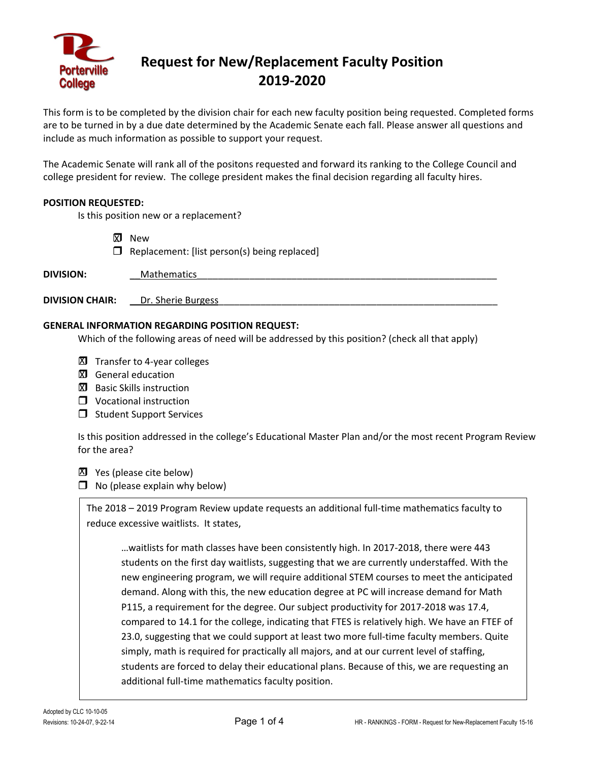# Request for New/Replacement Faculty Position 2019-2020

This form is to be completed by the division chair for each new faculty position being requested. Completed forms are to be turned in by a due date determined by the Academic Senate each fall. Please answer all questions and include as much information as possible to support your request.

The Academic Senate will rank all of the positons requested and forward its ranking to the College Council and college president for review. The college president makes the final decision regarding all faculty hires.

**POSITION REQUESTED:**

Is this position new or a replacement?

- [x] New
- [ ] Replacement: [list person(s) being replaced]

**DIVISION:** Mathematics

**DIVISION CHAIR:** Dr. Sherie Burgess

**GENERAL INFORMATION REGARDING POSITION REQUEST:**

Which of the following areas of need will be addressed by this position? (check all that apply)

- [x] Transfer to 4-year colleges
- [x] General education
- [x] Basic Skills instruction
- [ ] Vocational instruction
- [ ] Student Support Services

Is this position addressed in the college's Educational Master Plan and/or the most recent Program Review for the area?

- [x] Yes (please cite below)
- [ ] No (please explain why below)

The 2018 – 2019 Program Review update requests an additional full-time mathematics faculty to reduce excessive waitlists. It states,

> …waitlists for math classes have been consistently high. In 2017-2018, there were 443 students on the first day waitlists, suggesting that we are currently understaffed. With the new engineering program, we will require additional STEM courses to meet the anticipated demand. Along with this, the new education degree at PC will increase demand for Math P115, a requirement for the degree. Our subject productivity for 2017-2018 was 17.4, compared to 14.1 for the college, indicating that FTES is relatively high. We have an FTEF of 23.0, suggesting that we could support at least two more full-time faculty members. Quite simply, math is required for practically all majors, and at our current level of staffing, students are forced to delay their educational plans. Because of this, we are requesting an additional full-time mathematics faculty position.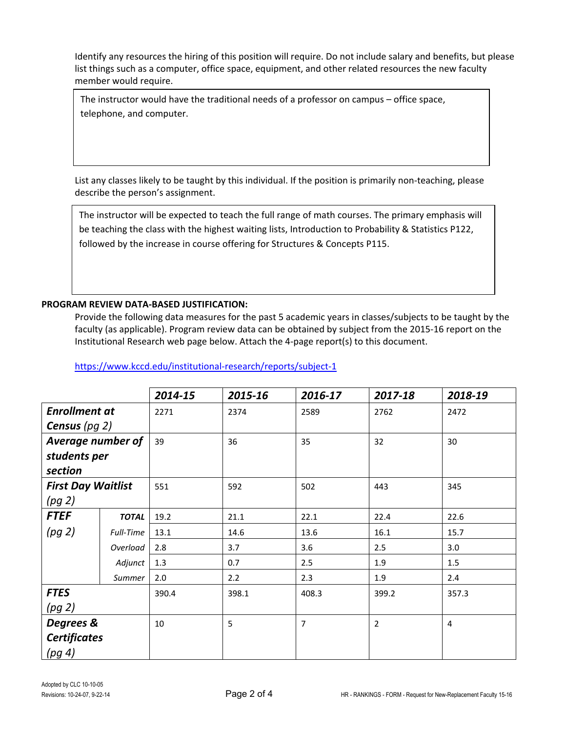Identify any resources the hiring of this position will require. Do not include salary and benefits, but please list things such as a computer, office space, equipment, and other related resources the new faculty member would require.

> The instructor would have the traditional needs of a professor on campus – office space, telephone, and computer.

List any classes likely to be taught by this individual. If the position is primarily non-teaching, please describe the person's assignment.

> The instructor will be expected to teach the full range of math courses. The primary emphasis will be teaching the class with the highest waiting lists, Introduction to Probability & Statistics P122, followed by the increase in course offering for Structures & Concepts P115.

**PROGRAM REVIEW DATA-BASED JUSTIFICATION:**

Provide the following data measures for the past 5 academic years in classes/subjects to be taught by the faculty (as applicable). Program review data can be obtained by subject from the 2015-16 report on the Institutional Research web page below. Attach the 4-page report(s) to this document.

https://www.kccd.edu/institutional-research/reports/subject-1

| | | ***2014-15*** | ***2015-16*** | ***2016-17*** | ***2017-18*** | ***2018-19*** |
|---|---|---|---|---|---|---|
| ***Enrollment at Census*** *(pg 2)* | | 2271 | 2374 | 2589 | 2762 | 2472 |
| ***Average number of students per section*** | | 39 | 36 | 35 | 32 | 30 |
| ***First Day Waitlist*** *(pg 2)* | | 551 | 592 | 502 | 443 | 345 |
| ***FTEF*** *(pg 2)* | ***TOTAL*** | 19.2 | 21.1 | 22.1 | 22.4 | 22.6 |
| | *Full-Time* | 13.1 | 14.6 | 13.6 | 16.1 | 15.7 |
| | *Overload* | 2.8 | 3.7 | 3.6 | 2.5 | 3.0 |
| | *Adjunct* | 1.3 | 0.7 | 2.5 | 1.9 | 1.5 |
| | *Summer* | 2.0 | 2.2 | 2.3 | 1.9 | 2.4 |
| ***FTES*** *(pg 2)* | | 390.4 | 398.1 | 408.3 | 399.2 | 357.3 |
| ***Degrees & Certificates*** *(pg 4)* | | 10 | 5 | 7 | 2 | 4 |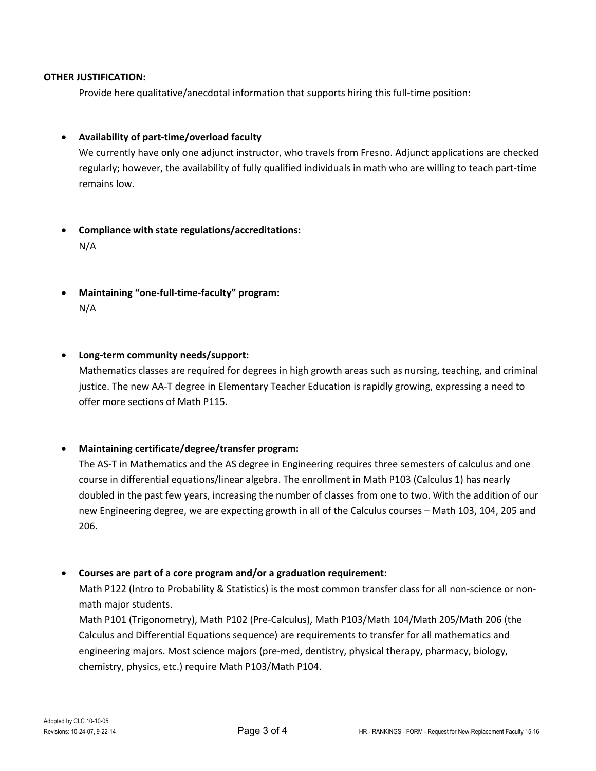**OTHER JUSTIFICATION:**

Provide here qualitative/anecdotal information that supports hiring this full-time position:

- **Availability of part-time/overload faculty**
  We currently have only one adjunct instructor, who travels from Fresno. Adjunct applications are checked regularly; however, the availability of fully qualified individuals in math who are willing to teach part-time remains low.

- **Compliance with state regulations/accreditations:**
  N/A

- **Maintaining "one-full-time-faculty" program:**
  N/A

- **Long-term community needs/support:**
  Mathematics classes are required for degrees in high growth areas such as nursing, teaching, and criminal justice. The new AA-T degree in Elementary Teacher Education is rapidly growing, expressing a need to offer more sections of Math P115.

- **Maintaining certificate/degree/transfer program:**
  The AS-T in Mathematics and the AS degree in Engineering requires three semesters of calculus and one course in differential equations/linear algebra. The enrollment in Math P103 (Calculus 1) has nearly doubled in the past few years, increasing the number of classes from one to two. With the addition of our new Engineering degree, we are expecting growth in all of the Calculus courses – Math 103, 104, 205 and 206.

- **Courses are part of a core program and/or a graduation requirement:**
  Math P122 (Intro to Probability & Statistics) is the most common transfer class for all non-science or non-math major students.
  Math P101 (Trigonometry), Math P102 (Pre-Calculus), Math P103/Math 104/Math 205/Math 206 (the Calculus and Differential Equations sequence) are requirements to transfer for all mathematics and engineering majors. Most science majors (pre-med, dentistry, physical therapy, pharmacy, biology, chemistry, physics, etc.) require Math P103/Math P104.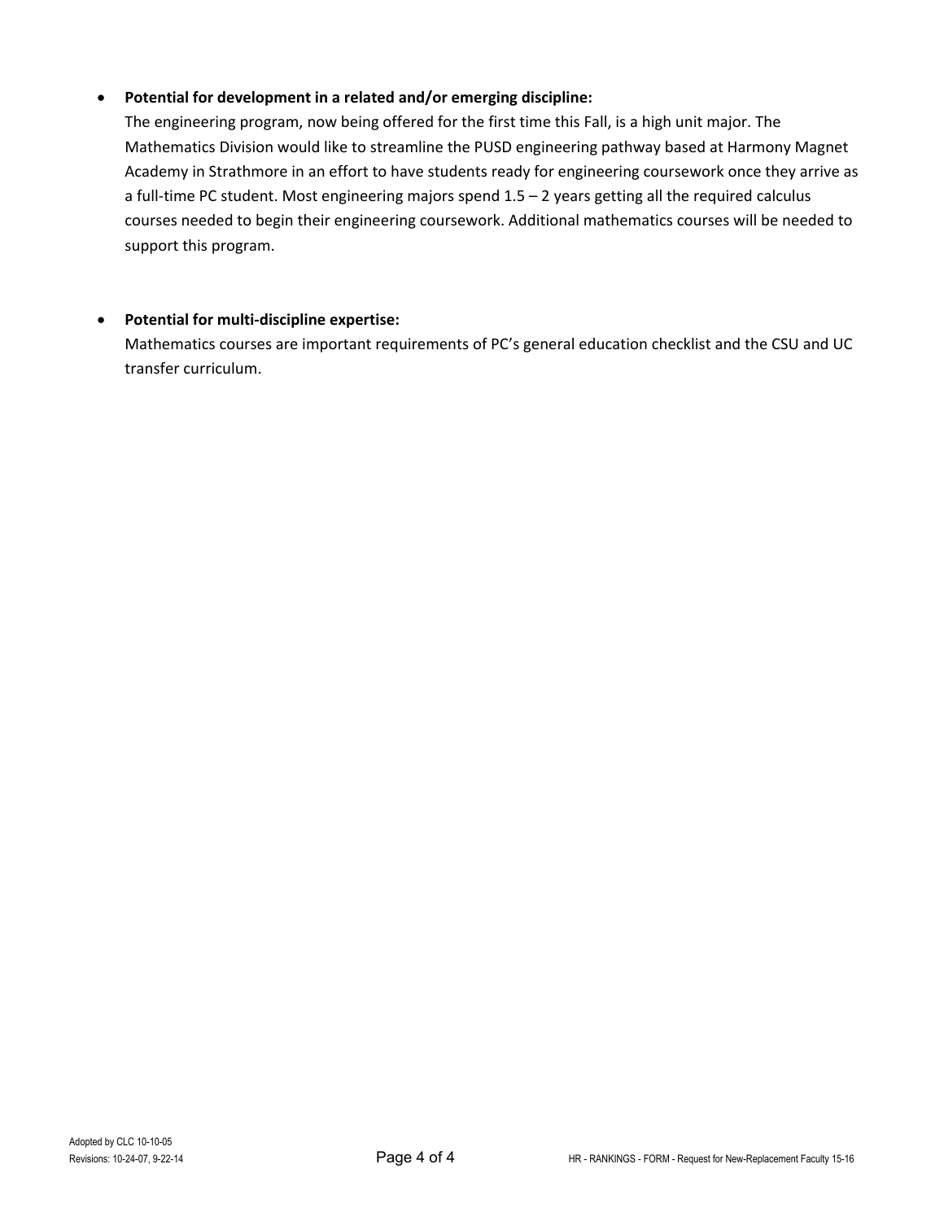- **Potential for development in a related and/or emerging discipline:**
  The engineering program, now being offered for the first time this Fall, is a high unit major. The Mathematics Division would like to streamline the PUSD engineering pathway based at Harmony Magnet Academy in Strathmore in an effort to have students ready for engineering coursework once they arrive as a full-time PC student. Most engineering majors spend 1.5 – 2 years getting all the required calculus courses needed to begin their engineering coursework. Additional mathematics courses will be needed to support this program.

- **Potential for multi-discipline expertise:**
  Mathematics courses are important requirements of PC's general education checklist and the CSU and UC transfer curriculum.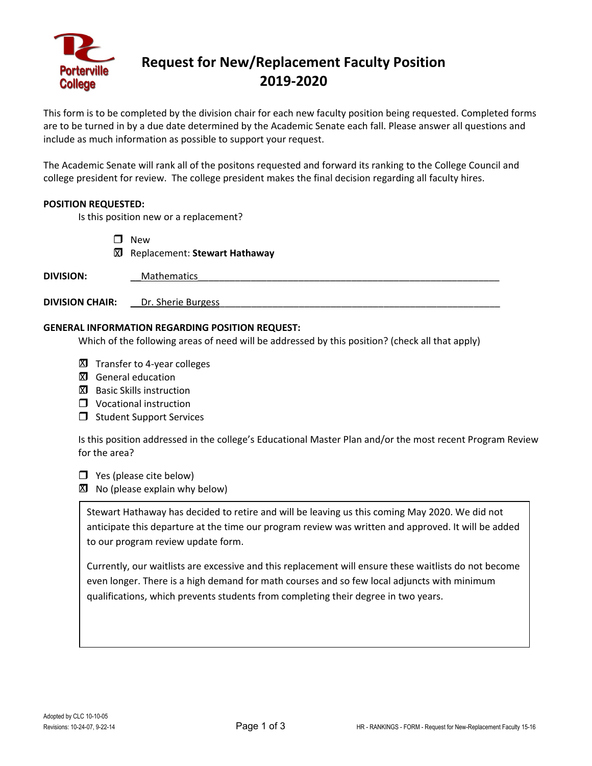# Request for New/Replacement Faculty Position 2019-2020

This form is to be completed by the division chair for each new faculty position being requested. Completed forms are to be turned in by a due date determined by the Academic Senate each fall. Please answer all questions and include as much information as possible to support your request.

The Academic Senate will rank all of the positons requested and forward its ranking to the College Council and college president for review. The college president makes the final decision regarding all faculty hires.

**POSITION REQUESTED:**

Is this position new or a replacement?

- ☐ New
- ☒ Replacement: **Stewart Hathaway**

**DIVISION:** Mathematics

**DIVISION CHAIR:** Dr. Sherie Burgess

**GENERAL INFORMATION REGARDING POSITION REQUEST:**

Which of the following areas of need will be addressed by this position? (check all that apply)

- ☒ Transfer to 4-year colleges
- ☒ General education
- ☒ Basic Skills instruction
- ☐ Vocational instruction
- ☐ Student Support Services

Is this position addressed in the college's Educational Master Plan and/or the most recent Program Review for the area?

- ☐ Yes (please cite below)
- ☒ No (please explain why below)

Stewart Hathaway has decided to retire and will be leaving us this coming May 2020. We did not anticipate this departure at the time our program review was written and approved. It will be added to our program review update form.

Currently, our waitlists are excessive and this replacement will ensure these waitlists do not become even longer. There is a high demand for math courses and so few local adjuncts with minimum qualifications, which prevents students from completing their degree in two years.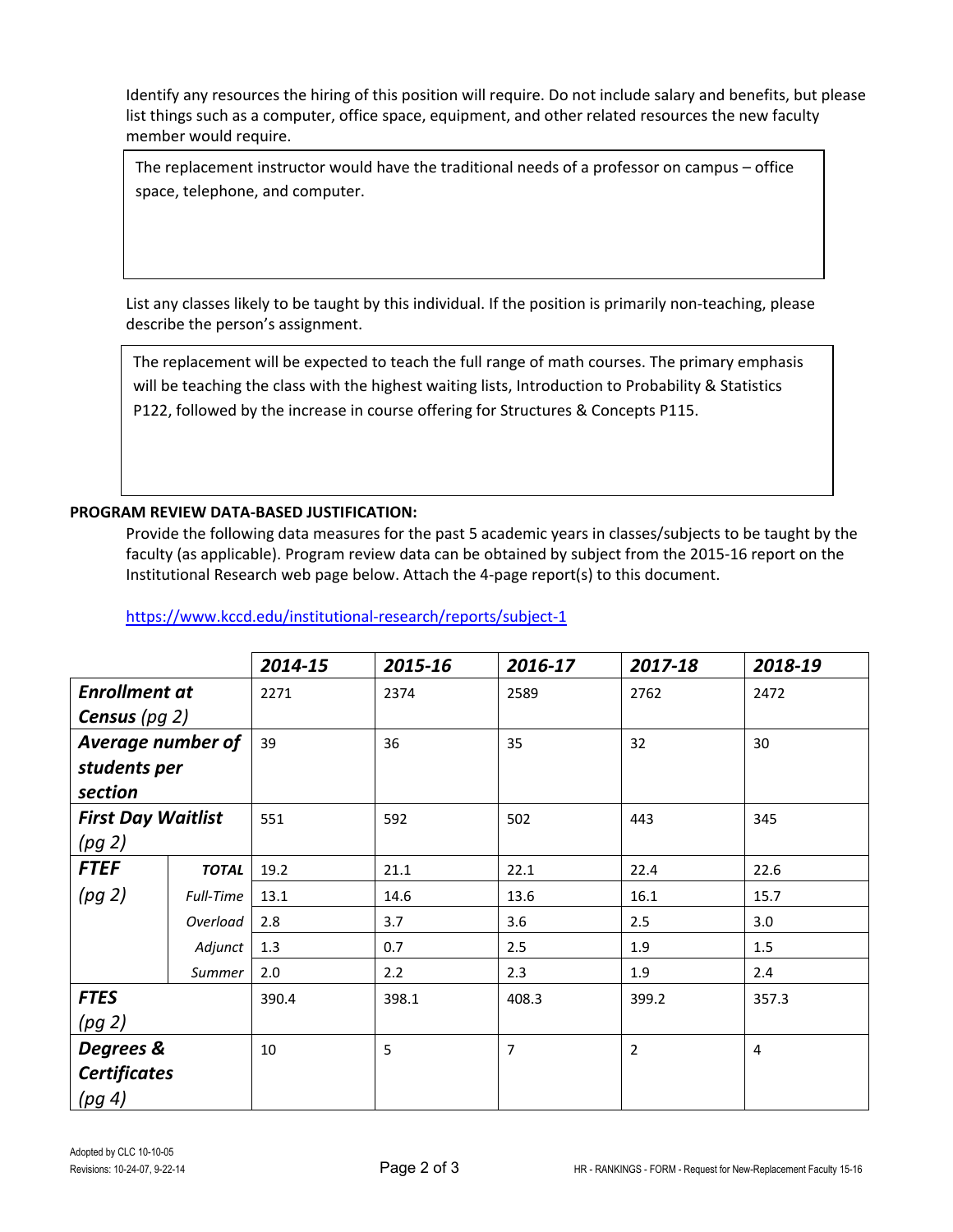Identify any resources the hiring of this position will require. Do not include salary and benefits, but please list things such as a computer, office space, equipment, and other related resources the new faculty member would require.

> The replacement instructor would have the traditional needs of a professor on campus – office space, telephone, and computer.

List any classes likely to be taught by this individual. If the position is primarily non-teaching, please describe the person's assignment.

> The replacement will be expected to teach the full range of math courses. The primary emphasis will be teaching the class with the highest waiting lists, Introduction to Probability & Statistics P122, followed by the increase in course offering for Structures & Concepts P115.

**PROGRAM REVIEW DATA-BASED JUSTIFICATION:**

Provide the following data measures for the past 5 academic years in classes/subjects to be taught by the faculty (as applicable). Program review data can be obtained by subject from the 2015-16 report on the Institutional Research web page below. Attach the 4-page report(s) to this document.

https://www.kccd.edu/institutional-research/reports/subject-1

| | | ***2014-15*** | ***2015-16*** | ***2016-17*** | ***2017-18*** | ***2018-19*** |
|---|---|---|---|---|---|---|
| ***Enrollment at Census*** *(pg 2)* | | 2271 | 2374 | 2589 | 2762 | 2472 |
| ***Average number of students per section*** | | 39 | 36 | 35 | 32 | 30 |
| ***First Day Waitlist*** *(pg 2)* | | 551 | 592 | 502 | 443 | 345 |
| ***FTEF*** *(pg 2)* | ***TOTAL*** | 19.2 | 21.1 | 22.1 | 22.4 | 22.6 |
| | *Full-Time* | 13.1 | 14.6 | 13.6 | 16.1 | 15.7 |
| | *Overload* | 2.8 | 3.7 | 3.6 | 2.5 | 3.0 |
| | *Adjunct* | 1.3 | 0.7 | 2.5 | 1.9 | 1.5 |
| | *Summer* | 2.0 | 2.2 | 2.3 | 1.9 | 2.4 |
| ***FTES*** *(pg 2)* | | 390.4 | 398.1 | 408.3 | 399.2 | 357.3 |
| ***Degrees & Certificates*** *(pg 4)* | | 10 | 5 | 7 | 2 | 4 |

Adopted by CLC 10-10-05
Revisions: 10-24-07, 9-22-14

HR - RANKINGS - FORM - Request for New-Replacement Faculty 15-16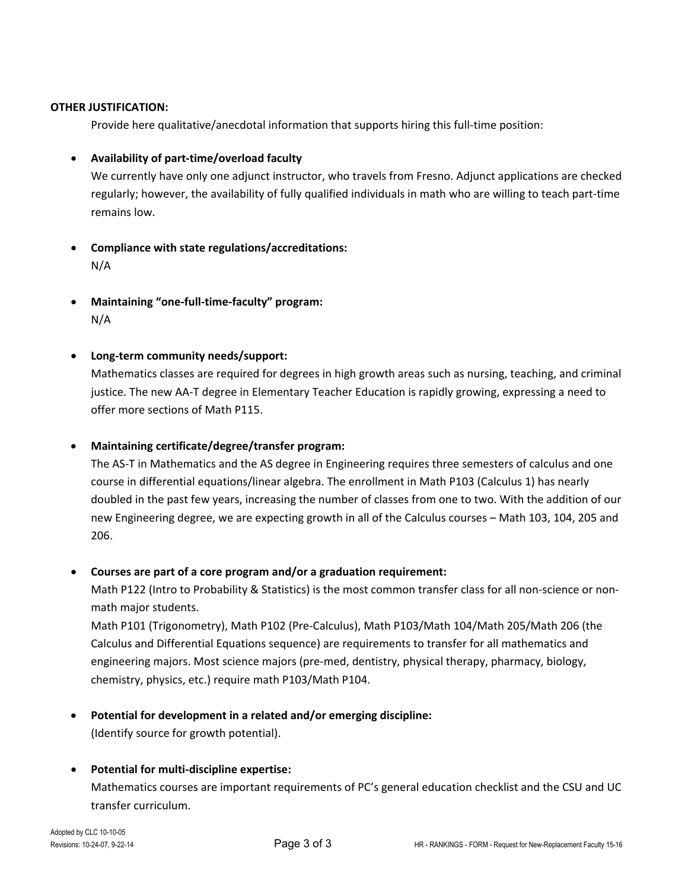**OTHER JUSTIFICATION:**

Provide here qualitative/anecdotal information that supports hiring this full-time position:

- **Availability of part-time/overload faculty**
  We currently have only one adjunct instructor, who travels from Fresno. Adjunct applications are checked regularly; however, the availability of fully qualified individuals in math who are willing to teach part-time remains low.

- **Compliance with state regulations/accreditations:**
  N/A

- **Maintaining "one-full-time-faculty" program:**
  N/A

- **Long-term community needs/support:**
  Mathematics classes are required for degrees in high growth areas such as nursing, teaching, and criminal justice. The new AA-T degree in Elementary Teacher Education is rapidly growing, expressing a need to offer more sections of Math P115.

- **Maintaining certificate/degree/transfer program:**
  The AS-T in Mathematics and the AS degree in Engineering requires three semesters of calculus and one course in differential equations/linear algebra. The enrollment in Math P103 (Calculus 1) has nearly doubled in the past few years, increasing the number of classes from one to two. With the addition of our new Engineering degree, we are expecting growth in all of the Calculus courses – Math 103, 104, 205 and 206.

- **Courses are part of a core program and/or a graduation requirement:**
  Math P122 (Intro to Probability & Statistics) is the most common transfer class for all non-science or non-math major students.
  Math P101 (Trigonometry), Math P102 (Pre-Calculus), Math P103/Math 104/Math 205/Math 206 (the Calculus and Differential Equations sequence) are requirements to transfer for all mathematics and engineering majors. Most science majors (pre-med, dentistry, physical therapy, pharmacy, biology, chemistry, physics, etc.) require math P103/Math P104.

- **Potential for development in a related and/or emerging discipline:**
  (Identify source for growth potential).

- **Potential for multi-discipline expertise:**
  Mathematics courses are important requirements of PC's general education checklist and the CSU and UC transfer curriculum.

Adopted by CLC 10-10-05
Revisions: 10-24-07, 9-22-14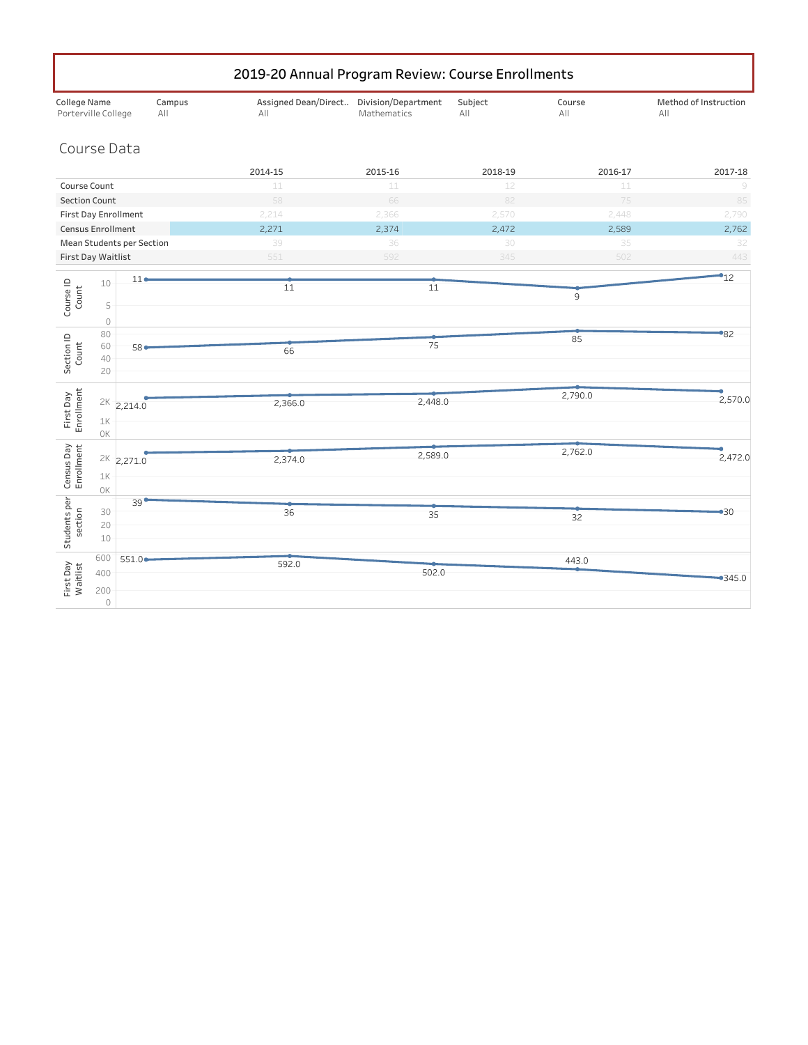# 2019-20 Annual Program Review: Course Enrollments

| College Name | Campus | Assigned Dean/Direct.. | Division/Department | Subject | Course | Method of Instruction |
|---|---|---|---|---|---|---|
| Porterville College | All | All | Mathematics | All | All | All |

## Course Data

| | 2014-15 | 2015-16 | 2018-19 | 2016-17 | 2017-18 |
|---|---|---|---|---|---|
| Course Count | 11 | 11 | 12 | 11 | 9 |
| Section Count | 58 | 66 | 82 | 75 | 85 |
| First Day Enrollment | 2,214 | 2,366 | 2,570 | 2,448 | 2,790 |
| Census Enrollment | 2,271 | 2,374 | 2,472 | 2,589 | 2,762 |
| Mean Students per Section | 39 | 36 | 30 | 35 | 32 |
| First Day Waitlist | 551 | 592 | 345 | 502 | 443 |

| Chart | Point 1 | Point 2 | Point 3 | Point 4 | Point 5 |
|---|---|---|---|---|---|
| Course ID Count | 11 | 11 | 11 | 9 | 12 |
| Section ID Count | 58 | 66 | 75 | 85 | 82 |
| First Day Enrollment | 2,214.0 | 2,366.0 | 2,448.0 | 2,790.0 | 2,570.0 |
| Census Day Enrollment | 2,271.0 | 2,374.0 | 2,589.0 | 2,762.0 | 2,472.0 |
| Students per section | 39 | 36 | 35 | 32 | 30 |
| First Day Waitlist | 551.0 | 592.0 | 502.0 | 443.0 | 345.0 |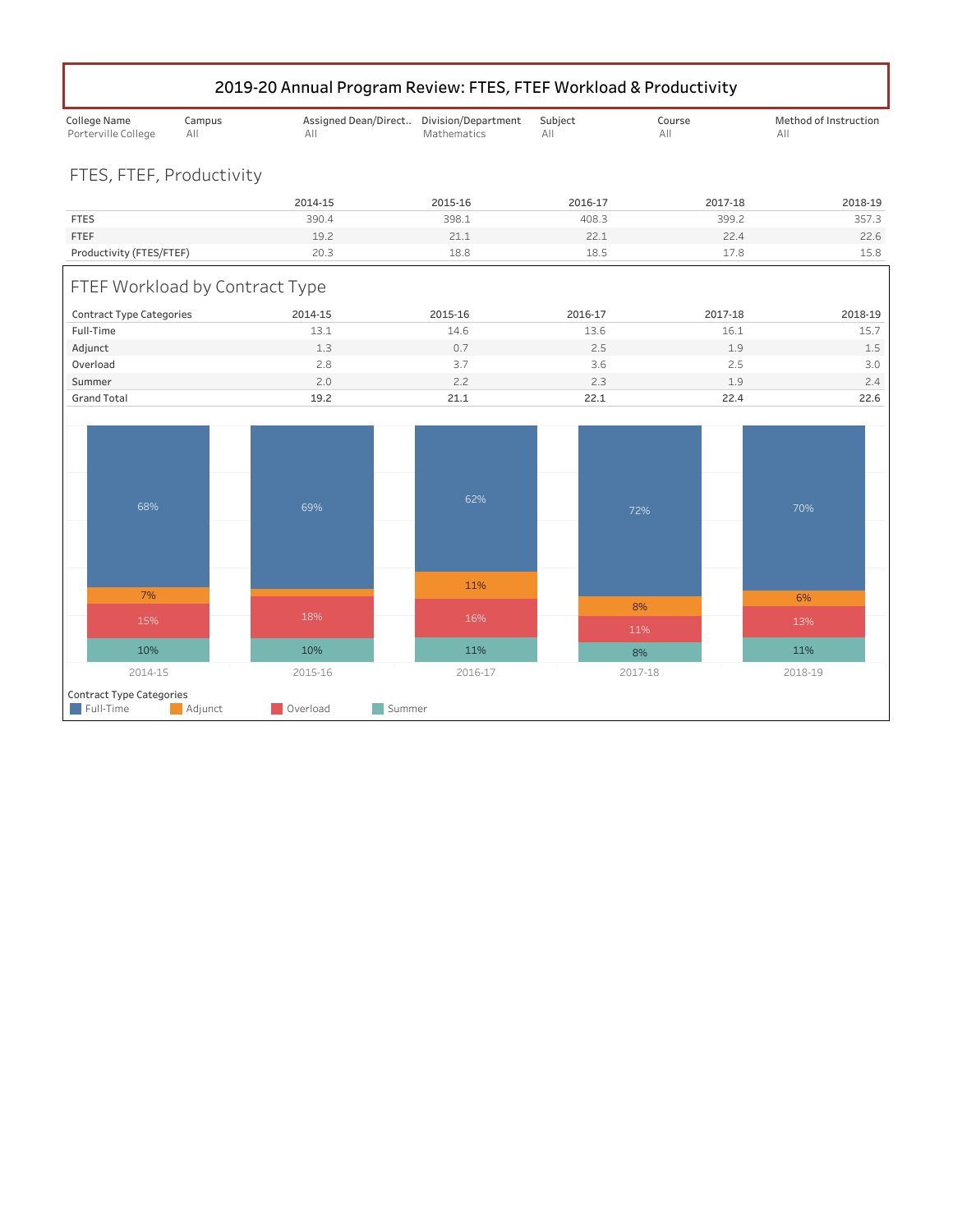# 2019-20 Annual Program Review: FTES, FTEF Workload & Productivity

| College Name | Campus | Assigned Dean/Direct.. | Division/Department | Subject | Course | Method of Instruction |
|---|---|---|---|---|---|---|
| Porterville College | All | All | Mathematics | All | All | All |

## FTES, FTEF, Productivity

| | 2014-15 | 2015-16 | 2016-17 | 2017-18 | 2018-19 |
|---|---|---|---|---|---|
| FTES | 390.4 | 398.1 | 408.3 | 399.2 | 357.3 |
| FTEF | 19.2 | 21.1 | 22.1 | 22.4 | 22.6 |
| Productivity (FTES/FTEF) | 20.3 | 18.8 | 18.5 | 17.8 | 15.8 |

## FTEF Workload by Contract Type

| Contract Type Categories | 2014-15 | 2015-16 | 2016-17 | 2017-18 | 2018-19 |
|---|---|---|---|---|---|
| Full-Time | 13.1 | 14.6 | 13.6 | 16.1 | 15.7 |
| Adjunct | 1.3 | 0.7 | 2.5 | 1.9 | 1.5 |
| Overload | 2.8 | 3.7 | 3.6 | 2.5 | 3.0 |
| Summer | 2.0 | 2.2 | 2.3 | 1.9 | 2.4 |
| **Grand Total** | **19.2** | **21.1** | **22.1** | **22.4** | **22.6** |

2014-15: 68%, 7%, 15%, 10%
2015-16: 69%, 18%, 10%
2016-17: 62%, 11%, 16%, 11%
2017-18: 72%, 8%, 11%, 8%
2018-19: 70%, 6%, 13%, 11%

Contract Type Categories
Full-Time
Adjunct
Overload
Summer